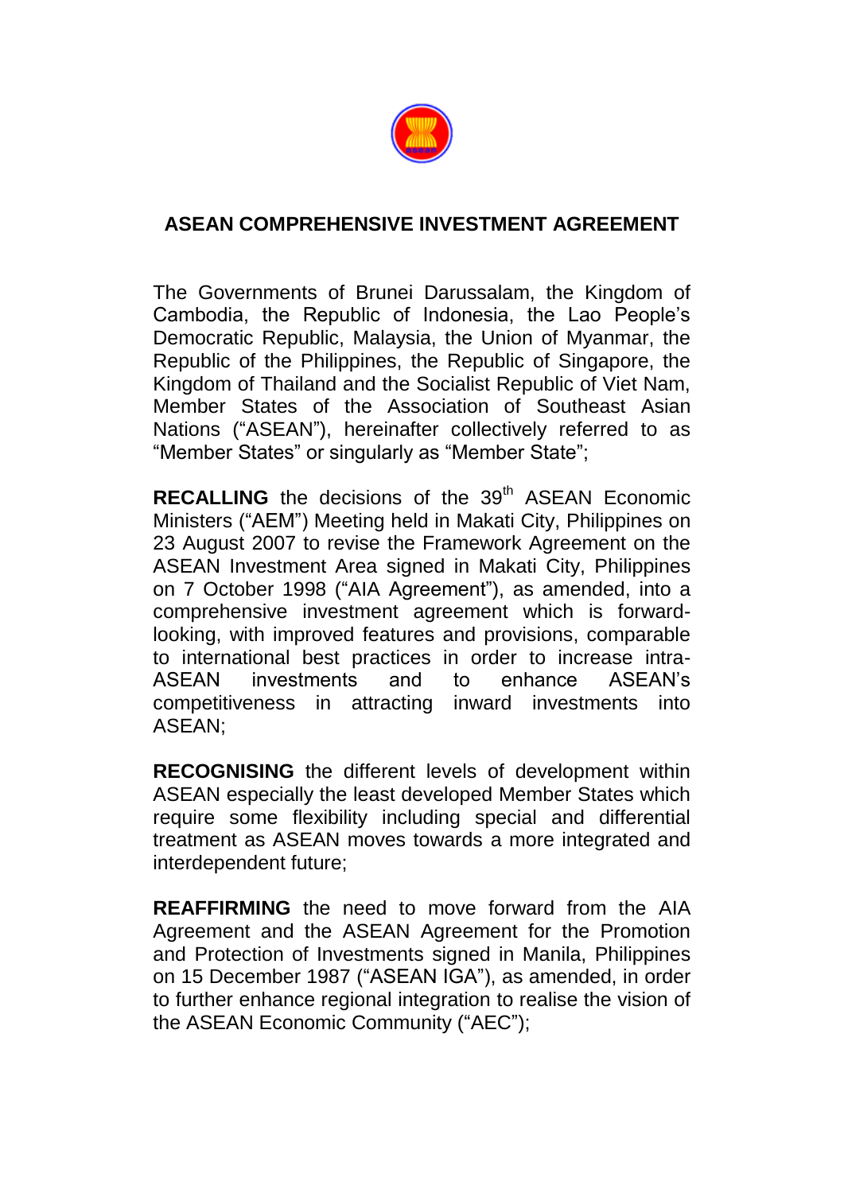# ASEAN COMPREHENSIVE INVESTMENT AGREEMENT

The Governments of Brunei Darussalam, the Kingdom of Cambodia, the Republic of Indonesia, the Lao People's Democratic Republic, Malaysia, the Union of Myanmar, the Republic of the Philippines, the Republic of Singapore, the Kingdom of Thailand and the Socialist Republic of Viet Nam, Member States of the Association of Southeast Asian Nations ("ASEAN"), hereinafter collectively referred to as "Member States" or singularly as "Member State";

**RECALLING** the decisions of the 39th ASEAN Economic Ministers ("AEM") Meeting held in Makati City, Philippines on 23 August 2007 to revise the Framework Agreement on the ASEAN Investment Area signed in Makati City, Philippines on 7 October 1998 ("AIA Agreement"), as amended, into a comprehensive investment agreement which is forward-looking, with improved features and provisions, comparable to international best practices in order to increase intra-ASEAN investments and to enhance ASEAN's competitiveness in attracting inward investments into ASEAN;

**RECOGNISING** the different levels of development within ASEAN especially the least developed Member States which require some flexibility including special and differential treatment as ASEAN moves towards a more integrated and interdependent future;

**REAFFIRMING** the need to move forward from the AIA Agreement and the ASEAN Agreement for the Promotion and Protection of Investments signed in Manila, Philippines on 15 December 1987 ("ASEAN IGA"), as amended, in order to further enhance regional integration to realise the vision of the ASEAN Economic Community ("AEC");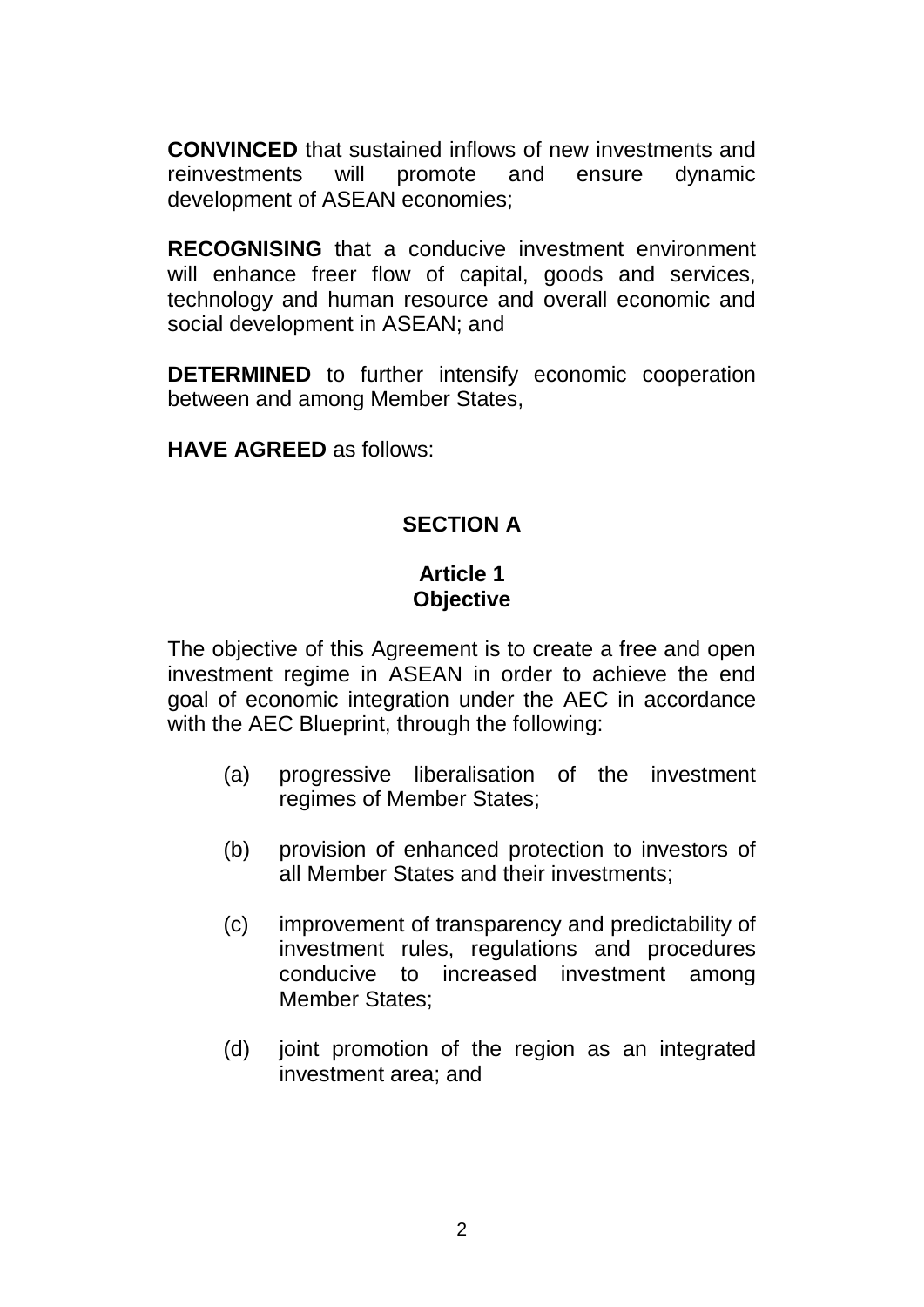**CONVINCED** that sustained inflows of new investments and reinvestments will promote and ensure dynamic development of ASEAN economies;

**RECOGNISING** that a conducive investment environment will enhance freer flow of capital, goods and services, technology and human resource and overall economic and social development in ASEAN; and

**DETERMINED** to further intensify economic cooperation between and among Member States,

**HAVE AGREED** as follows:

## SECTION A

### Article 1
### Objective

The objective of this Agreement is to create a free and open investment regime in ASEAN in order to achieve the end goal of economic integration under the AEC in accordance with the AEC Blueprint, through the following:

(a) progressive liberalisation of the investment regimes of Member States;

(b) provision of enhanced protection to investors of all Member States and their investments;

(c) improvement of transparency and predictability of investment rules, regulations and procedures conducive to increased investment among Member States;

(d) joint promotion of the region as an integrated investment area; and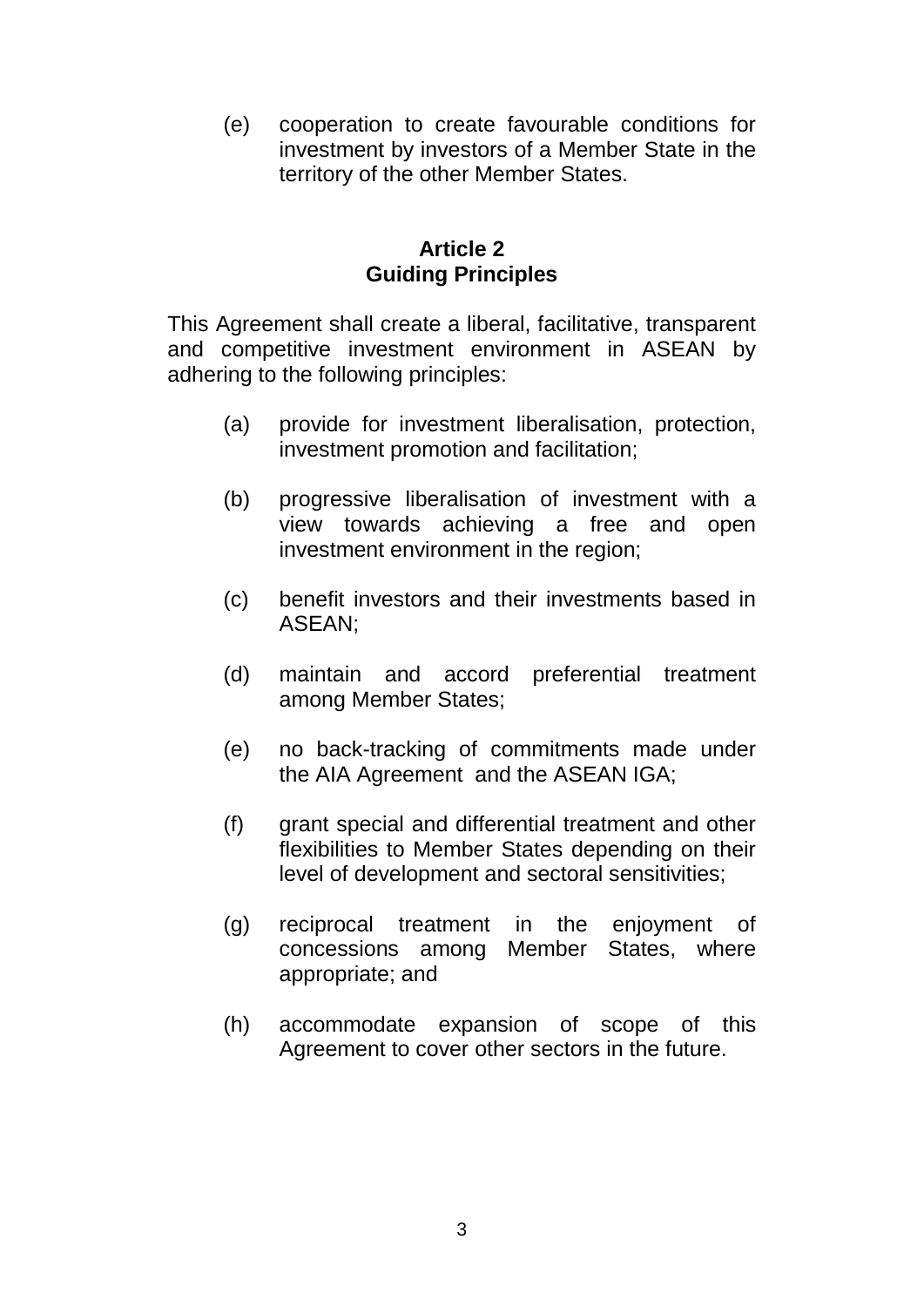(e) cooperation to create favourable conditions for investment by investors of a Member State in the territory of the other Member States.

## Article 2
## Guiding Principles

This Agreement shall create a liberal, facilitative, transparent and competitive investment environment in ASEAN by adhering to the following principles:

(a) provide for investment liberalisation, protection, investment promotion and facilitation;

(b) progressive liberalisation of investment with a view towards achieving a free and open investment environment in the region;

(c) benefit investors and their investments based in ASEAN;

(d) maintain and accord preferential treatment among Member States;

(e) no back-tracking of commitments made under the AIA Agreement and the ASEAN IGA;

(f) grant special and differential treatment and other flexibilities to Member States depending on their level of development and sectoral sensitivities;

(g) reciprocal treatment in the enjoyment of concessions among Member States, where appropriate; and

(h) accommodate expansion of scope of this Agreement to cover other sectors in the future.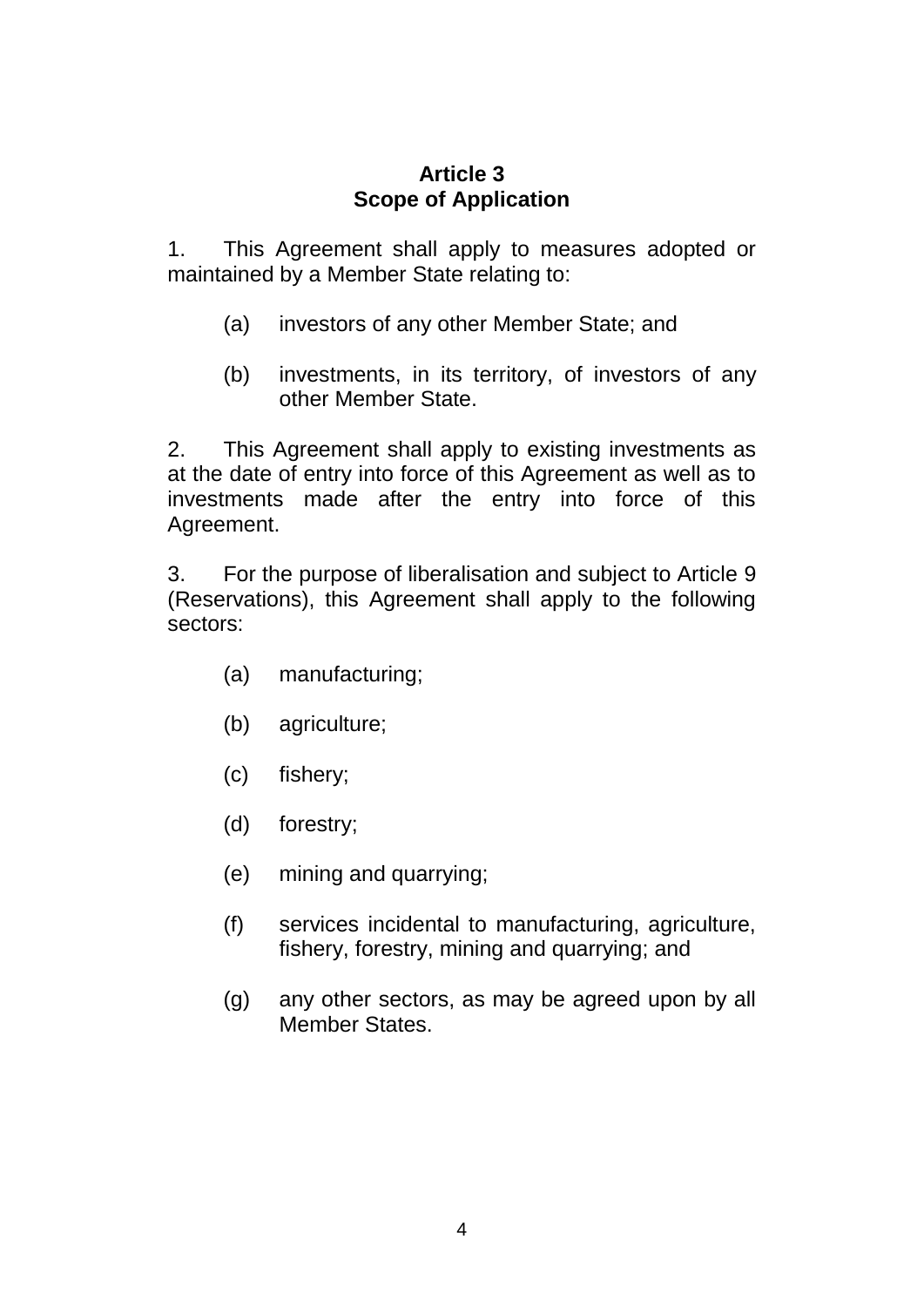## Article 3
## Scope of Application

1. This Agreement shall apply to measures adopted or maintained by a Member State relating to:

   (a) investors of any other Member State; and

   (b) investments, in its territory, of investors of any other Member State.

2. This Agreement shall apply to existing investments as at the date of entry into force of this Agreement as well as to investments made after the entry into force of this Agreement.

3. For the purpose of liberalisation and subject to Article 9 (Reservations), this Agreement shall apply to the following sectors:

   (a) manufacturing;

   (b) agriculture;

   (c) fishery;

   (d) forestry;

   (e) mining and quarrying;

   (f) services incidental to manufacturing, agriculture, fishery, forestry, mining and quarrying; and

   (g) any other sectors, as may be agreed upon by all Member States.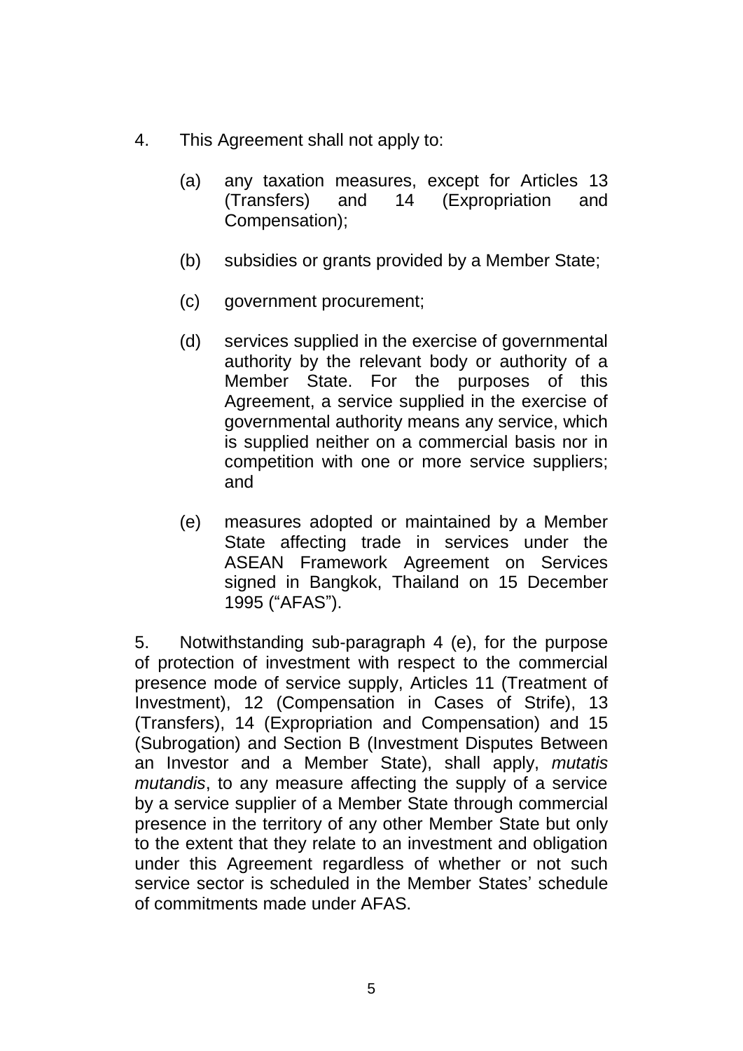4. This Agreement shall not apply to:

   (a) any taxation measures, except for Articles 13 (Transfers) and 14 (Expropriation and Compensation);

   (b) subsidies or grants provided by a Member State;

   (c) government procurement;

   (d) services supplied in the exercise of governmental authority by the relevant body or authority of a Member State. For the purposes of this Agreement, a service supplied in the exercise of governmental authority means any service, which is supplied neither on a commercial basis nor in competition with one or more service suppliers; and

   (e) measures adopted or maintained by a Member State affecting trade in services under the ASEAN Framework Agreement on Services signed in Bangkok, Thailand on 15 December 1995 ("AFAS").

5. Notwithstanding sub-paragraph 4 (e), for the purpose of protection of investment with respect to the commercial presence mode of service supply, Articles 11 (Treatment of Investment), 12 (Compensation in Cases of Strife), 13 (Transfers), 14 (Expropriation and Compensation) and 15 (Subrogation) and Section B (Investment Disputes Between an Investor and a Member State), shall apply, *mutatis mutandis*, to any measure affecting the supply of a service by a service supplier of a Member State through commercial presence in the territory of any other Member State but only to the extent that they relate to an investment and obligation under this Agreement regardless of whether or not such service sector is scheduled in the Member States' schedule of commitments made under AFAS.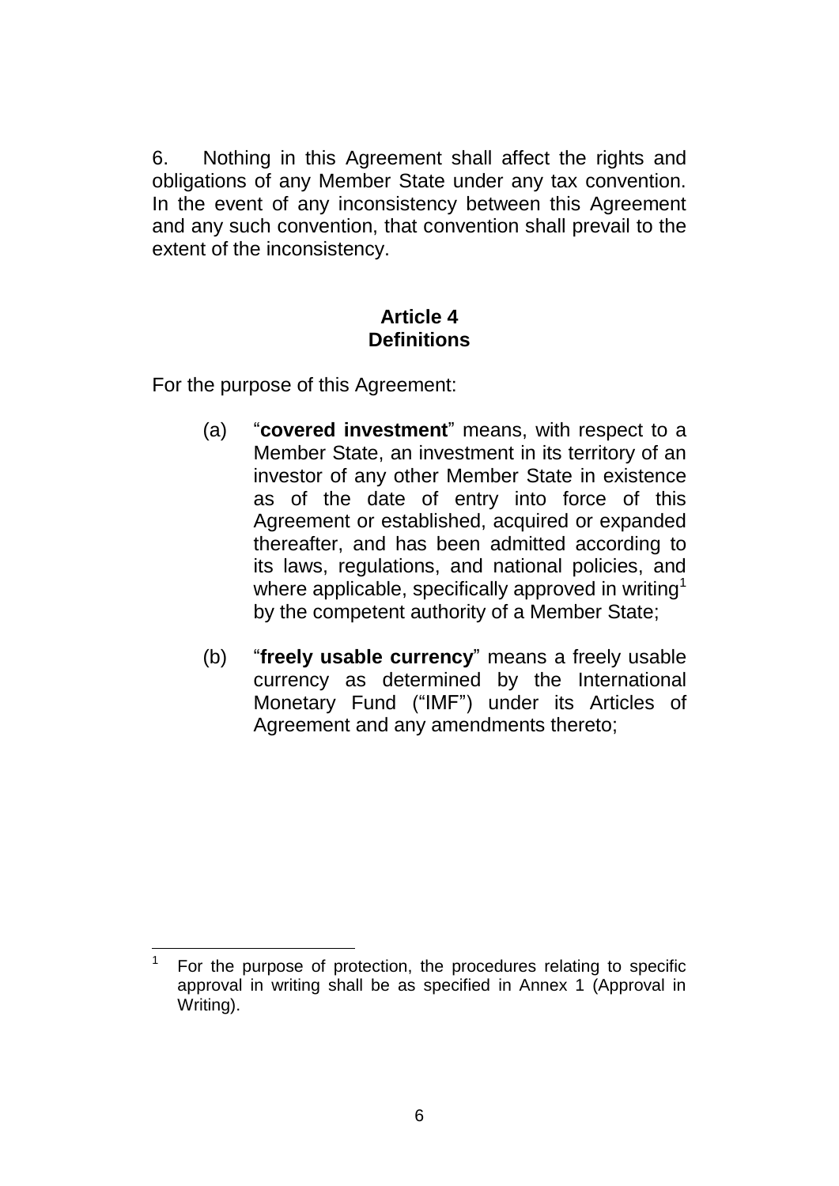6. Nothing in this Agreement shall affect the rights and obligations of any Member State under any tax convention. In the event of any inconsistency between this Agreement and any such convention, that convention shall prevail to the extent of the inconsistency.

## Article 4
## Definitions

For the purpose of this Agreement:

(a) "**covered investment**" means, with respect to a Member State, an investment in its territory of an investor of any other Member State in existence as of the date of entry into force of this Agreement or established, acquired or expanded thereafter, and has been admitted according to its laws, regulations, and national policies, and where applicable, specifically approved in writing[1] by the competent authority of a Member State;

(b) "**freely usable currency**" means a freely usable currency as determined by the International Monetary Fund ("IMF") under its Articles of Agreement and any amendments thereto;

---

[1] For the purpose of protection, the procedures relating to specific approval in writing shall be as specified in Annex 1 (Approval in Writing).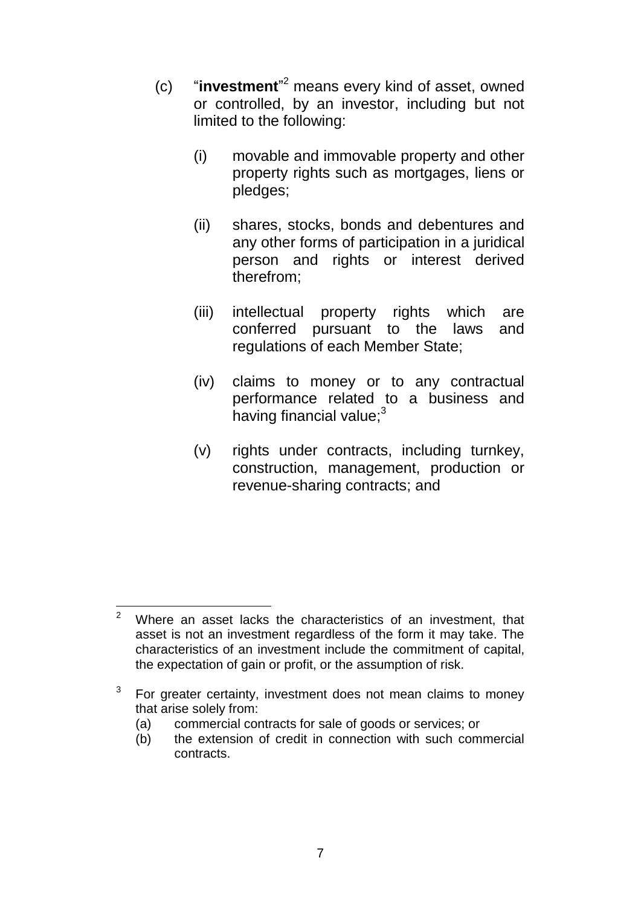(c) "**investment**"[2] means every kind of asset, owned or controlled, by an investor, including but not limited to the following:

(i) movable and immovable property and other property rights such as mortgages, liens or pledges;

(ii) shares, stocks, bonds and debentures and any other forms of participation in a juridical person and rights or interest derived therefrom;

(iii) intellectual property rights which are conferred pursuant to the laws and regulations of each Member State;

(iv) claims to money or to any contractual performance related to a business and having financial value;[3]

(v) rights under contracts, including turnkey, construction, management, production or revenue-sharing contracts; and

---

[2] Where an asset lacks the characteristics of an investment, that asset is not an investment regardless of the form it may take. The characteristics of an investment include the commitment of capital, the expectation of gain or profit, or the assumption of risk.

[3] For greater certainty, investment does not mean claims to money that arise solely from:

(a) commercial contracts for sale of goods or services; or

(b) the extension of credit in connection with such commercial contracts.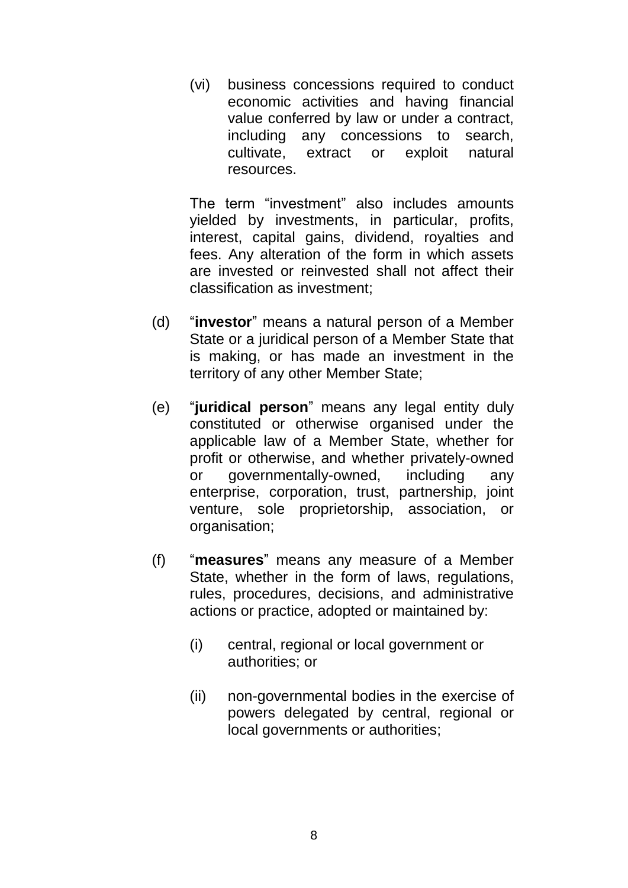(vi) business concessions required to conduct economic activities and having financial value conferred by law or under a contract, including any concessions to search, cultivate, extract or exploit natural resources.

The term "investment" also includes amounts yielded by investments, in particular, profits, interest, capital gains, dividend, royalties and fees. Any alteration of the form in which assets are invested or reinvested shall not affect their classification as investment;

(d) "**investor**" means a natural person of a Member State or a juridical person of a Member State that is making, or has made an investment in the territory of any other Member State;

(e) "**juridical person**" means any legal entity duly constituted or otherwise organised under the applicable law of a Member State, whether for profit or otherwise, and whether privately-owned or governmentally-owned, including any enterprise, corporation, trust, partnership, joint venture, sole proprietorship, association, or organisation;

(f) "**measures**" means any measure of a Member State, whether in the form of laws, regulations, rules, procedures, decisions, and administrative actions or practice, adopted or maintained by:

(i) central, regional or local government or authorities; or

(ii) non-governmental bodies in the exercise of powers delegated by central, regional or local governments or authorities;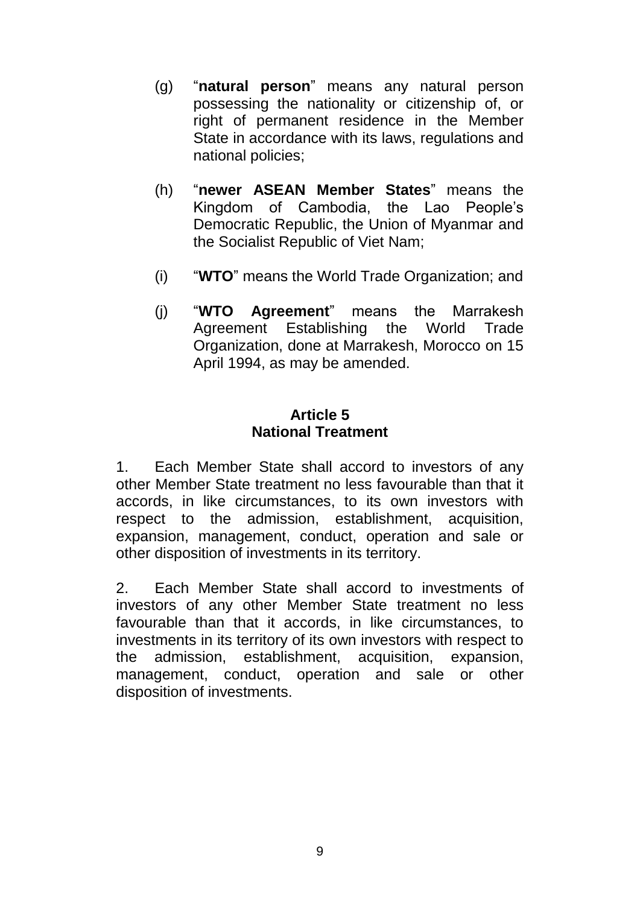(g) "**natural person**" means any natural person possessing the nationality or citizenship of, or right of permanent residence in the Member State in accordance with its laws, regulations and national policies;

(h) "**newer ASEAN Member States**" means the Kingdom of Cambodia, the Lao People's Democratic Republic, the Union of Myanmar and the Socialist Republic of Viet Nam;

(i) "**WTO**" means the World Trade Organization; and

(j) "**WTO Agreement**" means the Marrakesh Agreement Establishing the World Trade Organization, done at Marrakesh, Morocco on 15 April 1994, as may be amended.

## Article 5
## National Treatment

1. Each Member State shall accord to investors of any other Member State treatment no less favourable than that it accords, in like circumstances, to its own investors with respect to the admission, establishment, acquisition, expansion, management, conduct, operation and sale or other disposition of investments in its territory.

2. Each Member State shall accord to investments of investors of any other Member State treatment no less favourable than that it accords, in like circumstances, to investments in its territory of its own investors with respect to the admission, establishment, acquisition, expansion, management, conduct, operation and sale or other disposition of investments.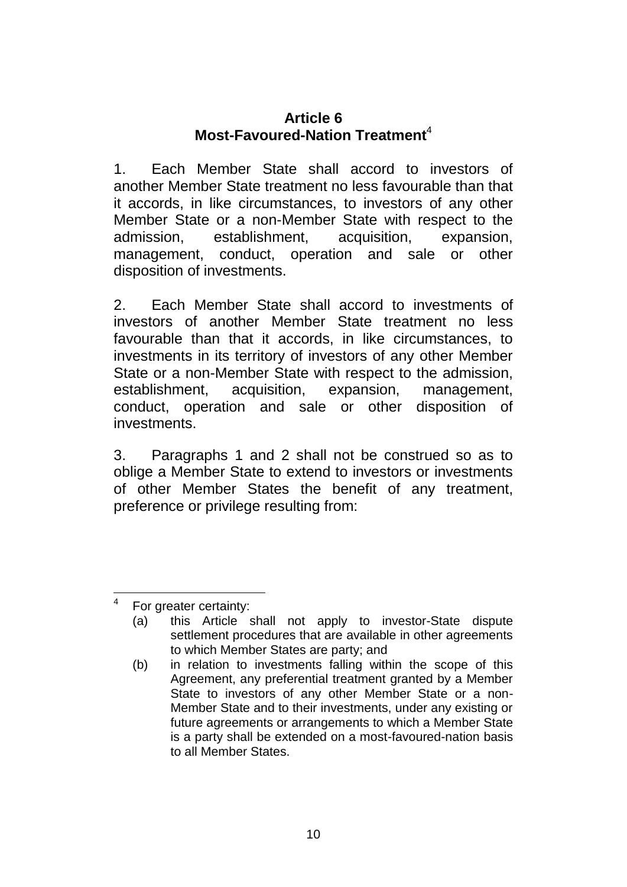## Article 6
## Most-Favoured-Nation Treatment[4]

1. Each Member State shall accord to investors of another Member State treatment no less favourable than that it accords, in like circumstances, to investors of any other Member State or a non-Member State with respect to the admission, establishment, acquisition, expansion, management, conduct, operation and sale or other disposition of investments.

2. Each Member State shall accord to investments of investors of another Member State treatment no less favourable than that it accords, in like circumstances, to investments in its territory of investors of any other Member State or a non-Member State with respect to the admission, establishment, acquisition, expansion, management, conduct, operation and sale or other disposition of investments.

3. Paragraphs 1 and 2 shall not be construed so as to oblige a Member State to extend to investors or investments of other Member States the benefit of any treatment, preference or privilege resulting from:

---

[4] For greater certainty:

(a) this Article shall not apply to investor-State dispute settlement procedures that are available in other agreements to which Member States are party; and

(b) in relation to investments falling within the scope of this Agreement, any preferential treatment granted by a Member State to investors of any other Member State or a non-Member State and to their investments, under any existing or future agreements or arrangements to which a Member State is a party shall be extended on a most-favoured-nation basis to all Member States.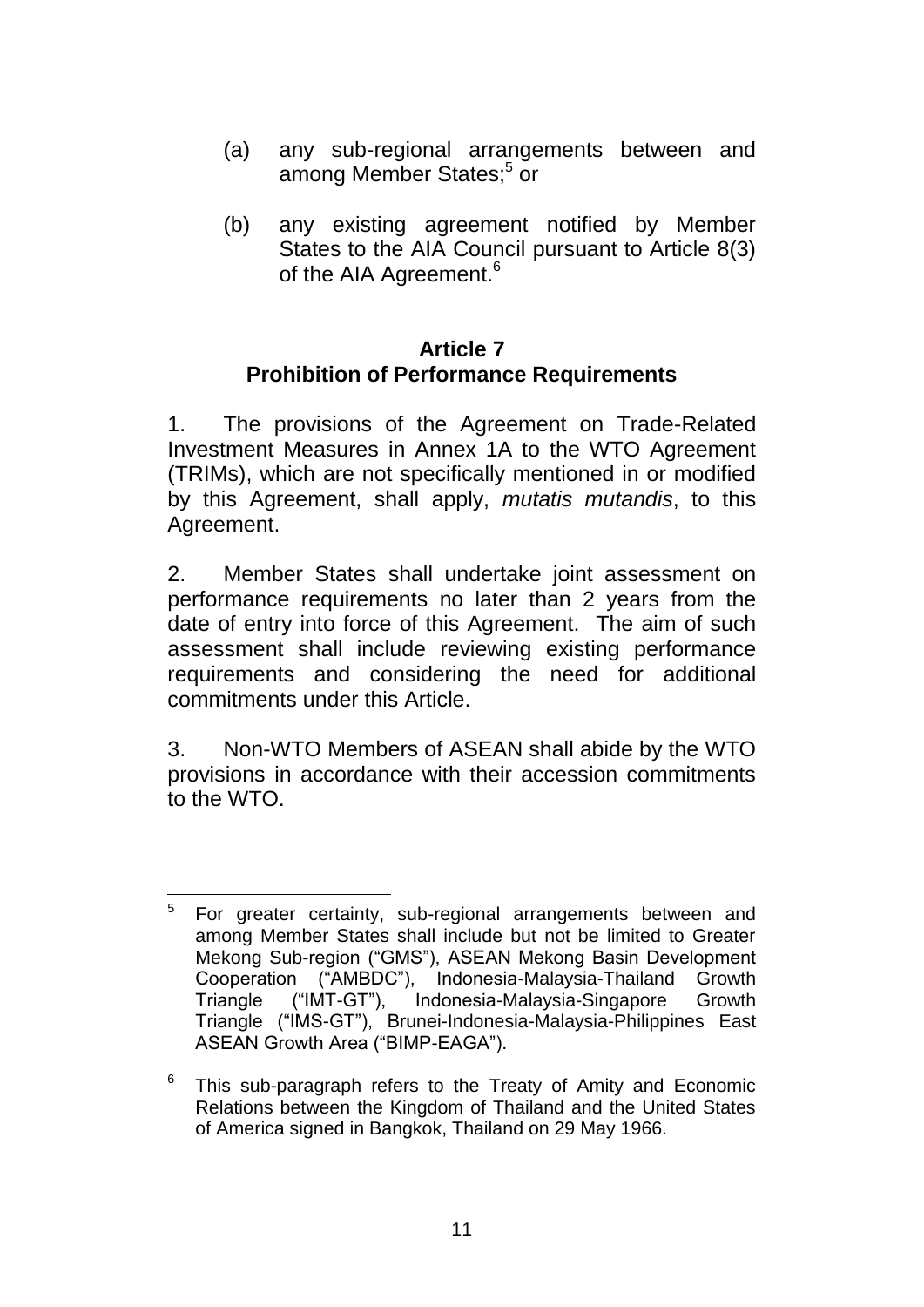(a) any sub-regional arrangements between and among Member States;[5] or

(b) any existing agreement notified by Member States to the AIA Council pursuant to Article 8(3) of the AIA Agreement.[6]

**Article 7**
**Prohibition of Performance Requirements**

1. The provisions of the Agreement on Trade-Related Investment Measures in Annex 1A to the WTO Agreement (TRIMs), which are not specifically mentioned in or modified by this Agreement, shall apply, *mutatis mutandis*, to this Agreement.

2. Member States shall undertake joint assessment on performance requirements no later than 2 years from the date of entry into force of this Agreement. The aim of such assessment shall include reviewing existing performance requirements and considering the need for additional commitments under this Article.

3. Non-WTO Members of ASEAN shall abide by the WTO provisions in accordance with their accession commitments to the WTO.

---

[5] For greater certainty, sub-regional arrangements between and among Member States shall include but not be limited to Greater Mekong Sub-region ("GMS"), ASEAN Mekong Basin Development Cooperation ("AMBDC"), Indonesia-Malaysia-Thailand Growth Triangle ("IMT-GT"), Indonesia-Malaysia-Singapore Growth Triangle ("IMS-GT"), Brunei-Indonesia-Malaysia-Philippines East ASEAN Growth Area ("BIMP-EAGA").

[6] This sub-paragraph refers to the Treaty of Amity and Economic Relations between the Kingdom of Thailand and the United States of America signed in Bangkok, Thailand on 29 May 1966.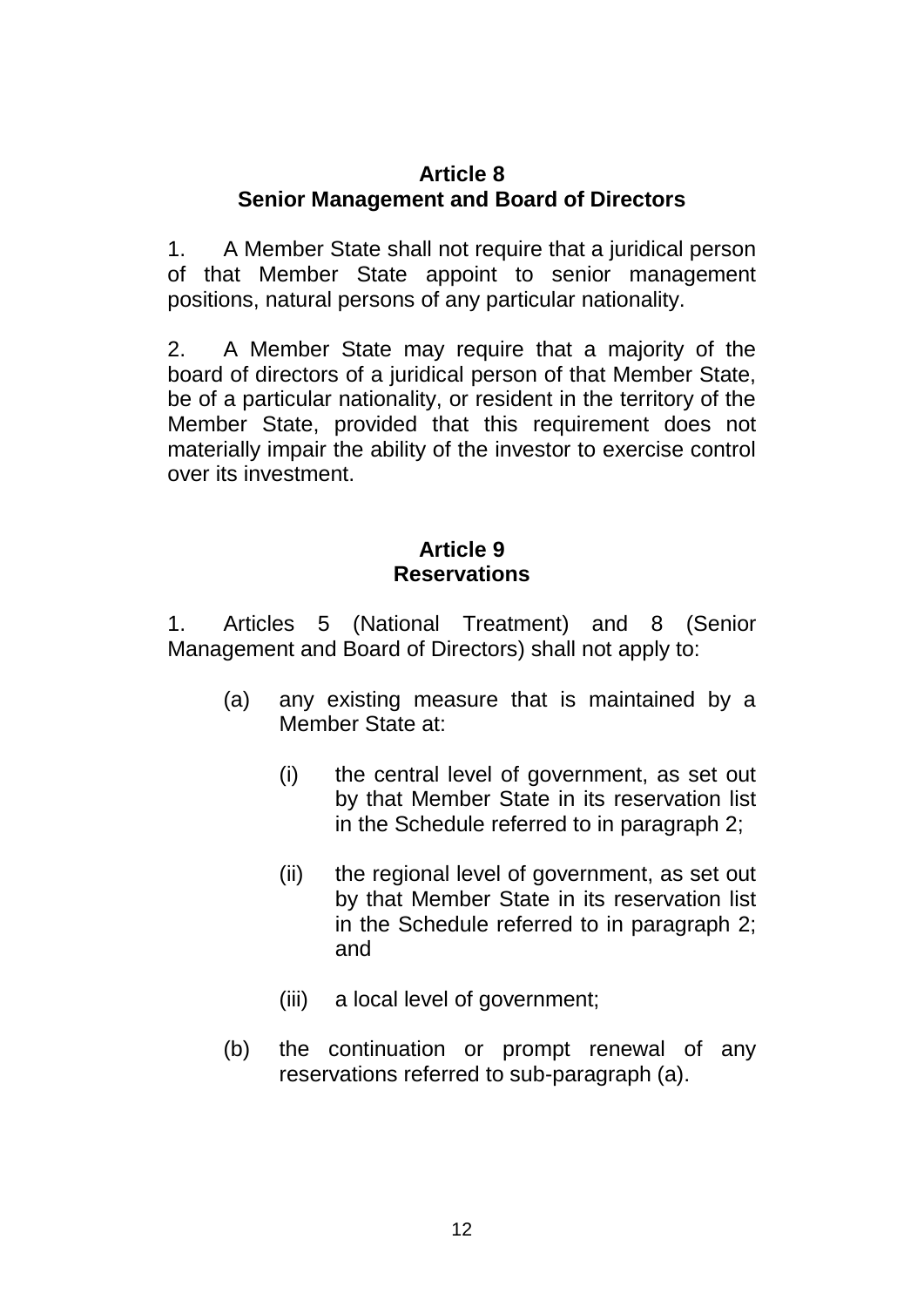## Article 8
## Senior Management and Board of Directors

1. A Member State shall not require that a juridical person of that Member State appoint to senior management positions, natural persons of any particular nationality.

2. A Member State may require that a majority of the board of directors of a juridical person of that Member State, be of a particular nationality, or resident in the territory of the Member State, provided that this requirement does not materially impair the ability of the investor to exercise control over its investment.

## Article 9
## Reservations

1. Articles 5 (National Treatment) and 8 (Senior Management and Board of Directors) shall not apply to:

   (a) any existing measure that is maintained by a Member State at:

      (i) the central level of government, as set out by that Member State in its reservation list in the Schedule referred to in paragraph 2;

      (ii) the regional level of government, as set out by that Member State in its reservation list in the Schedule referred to in paragraph 2; and

      (iii) a local level of government;

   (b) the continuation or prompt renewal of any reservations referred to sub-paragraph (a).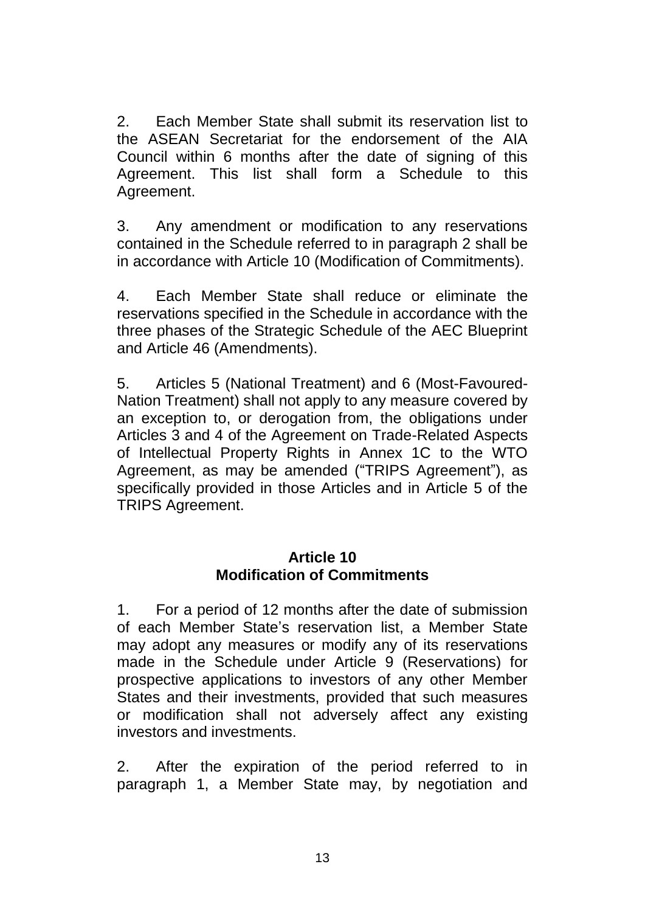2. Each Member State shall submit its reservation list to the ASEAN Secretariat for the endorsement of the AIA Council within 6 months after the date of signing of this Agreement. This list shall form a Schedule to this Agreement.

3. Any amendment or modification to any reservations contained in the Schedule referred to in paragraph 2 shall be in accordance with Article 10 (Modification of Commitments).

4. Each Member State shall reduce or eliminate the reservations specified in the Schedule in accordance with the three phases of the Strategic Schedule of the AEC Blueprint and Article 46 (Amendments).

5. Articles 5 (National Treatment) and 6 (Most-Favoured-Nation Treatment) shall not apply to any measure covered by an exception to, or derogation from, the obligations under Articles 3 and 4 of the Agreement on Trade-Related Aspects of Intellectual Property Rights in Annex 1C to the WTO Agreement, as may be amended ("TRIPS Agreement"), as specifically provided in those Articles and in Article 5 of the TRIPS Agreement.

## Article 10
## Modification of Commitments

1. For a period of 12 months after the date of submission of each Member State's reservation list, a Member State may adopt any measures or modify any of its reservations made in the Schedule under Article 9 (Reservations) for prospective applications to investors of any other Member States and their investments, provided that such measures or modification shall not adversely affect any existing investors and investments.

2. After the expiration of the period referred to in paragraph 1, a Member State may, by negotiation and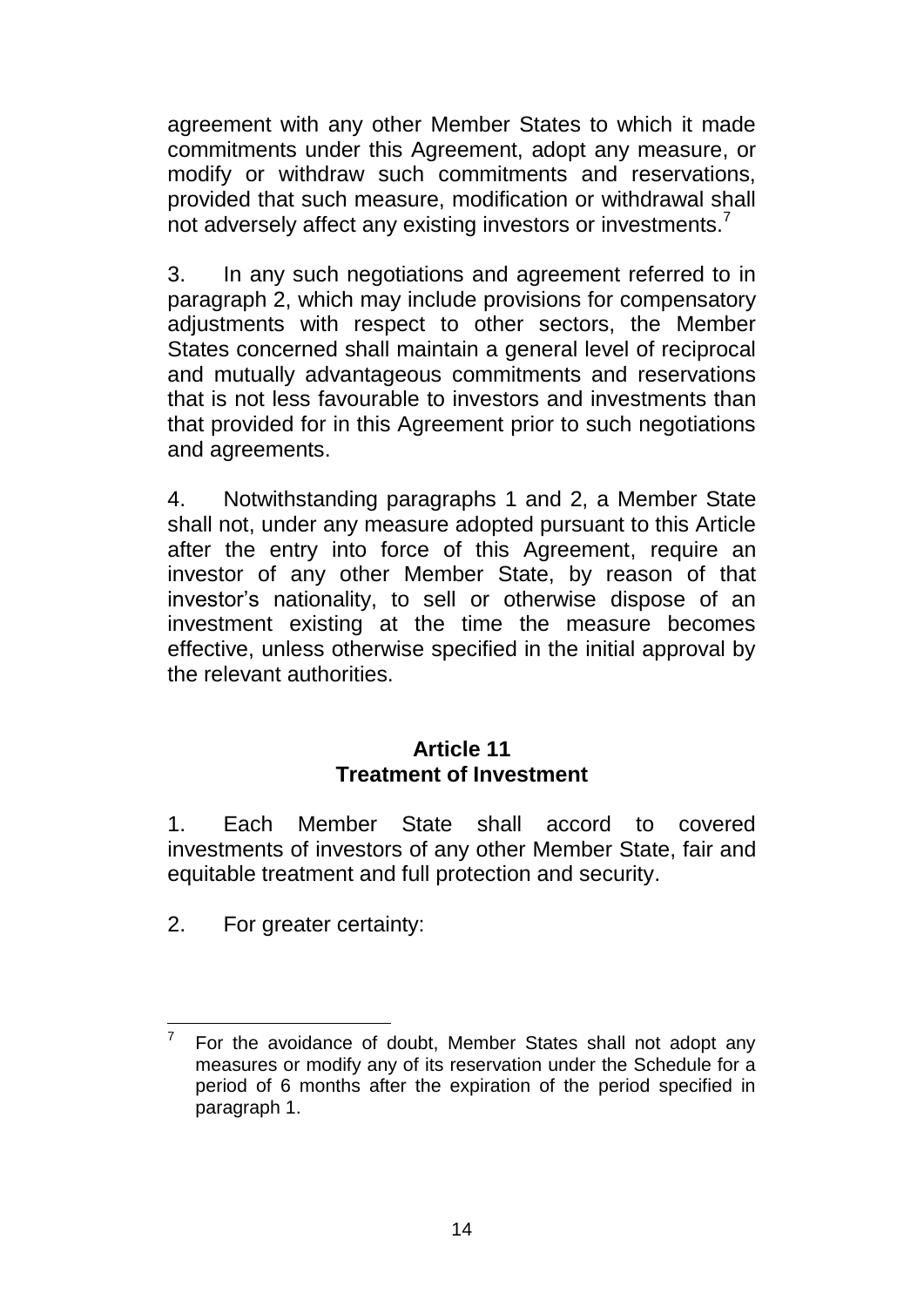agreement with any other Member States to which it made commitments under this Agreement, adopt any measure, or modify or withdraw such commitments and reservations, provided that such measure, modification or withdrawal shall not adversely affect any existing investors or investments.[7]

3. In any such negotiations and agreement referred to in paragraph 2, which may include provisions for compensatory adjustments with respect to other sectors, the Member States concerned shall maintain a general level of reciprocal and mutually advantageous commitments and reservations that is not less favourable to investors and investments than that provided for in this Agreement prior to such negotiations and agreements.

4. Notwithstanding paragraphs 1 and 2, a Member State shall not, under any measure adopted pursuant to this Article after the entry into force of this Agreement, require an investor of any other Member State, by reason of that investor's nationality, to sell or otherwise dispose of an investment existing at the time the measure becomes effective, unless otherwise specified in the initial approval by the relevant authorities.

## Article 11
## Treatment of Investment

1. Each Member State shall accord to covered investments of investors of any other Member State, fair and equitable treatment and full protection and security.

2. For greater certainty:

---

[7] For the avoidance of doubt, Member States shall not adopt any measures or modify any of its reservation under the Schedule for a period of 6 months after the expiration of the period specified in paragraph 1.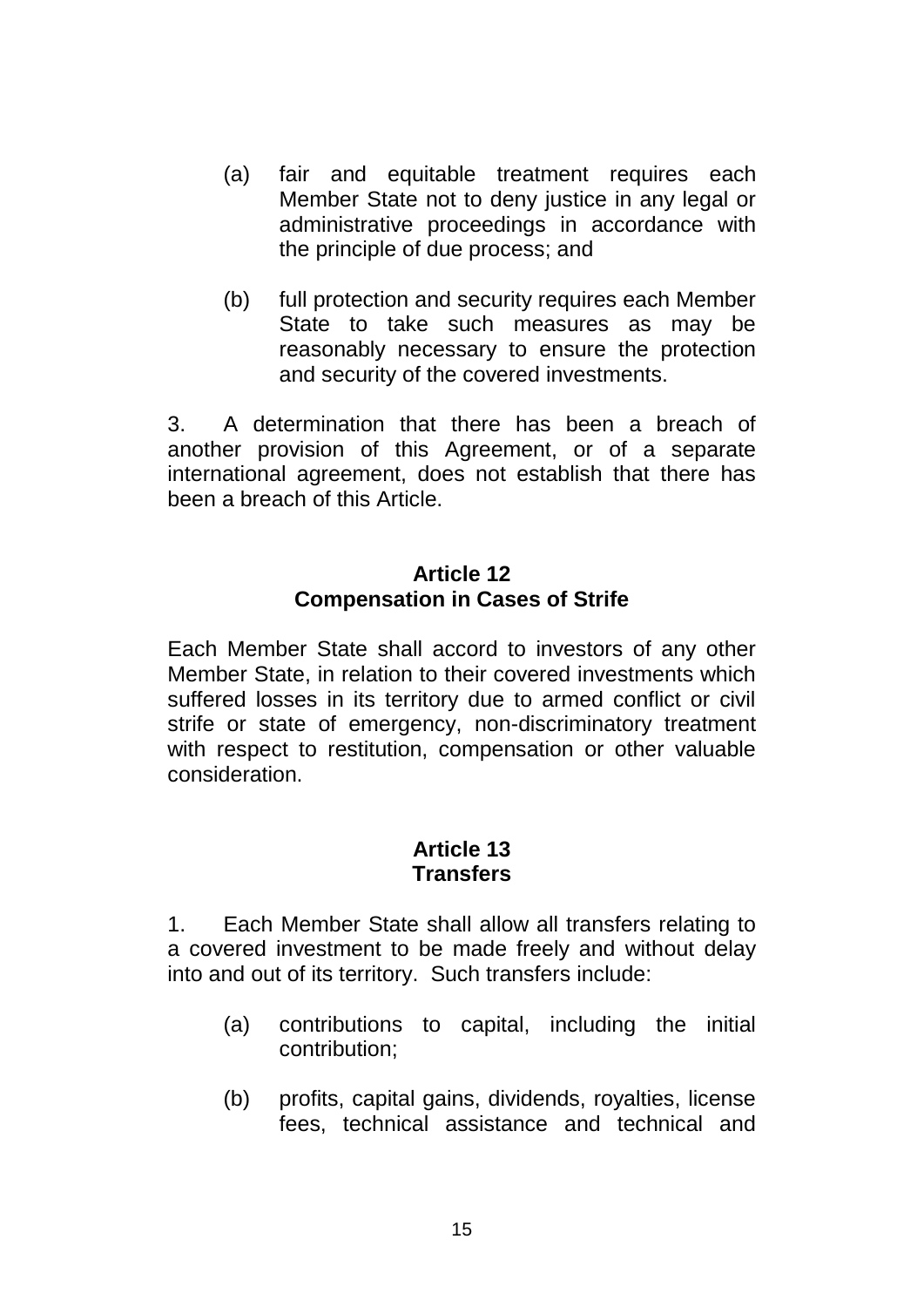(a) fair and equitable treatment requires each Member State not to deny justice in any legal or administrative proceedings in accordance with the principle of due process; and

(b) full protection and security requires each Member State to take such measures as may be reasonably necessary to ensure the protection and security of the covered investments.

3. A determination that there has been a breach of another provision of this Agreement, or of a separate international agreement, does not establish that there has been a breach of this Article.

**Article 12**
**Compensation in Cases of Strife**

Each Member State shall accord to investors of any other Member State, in relation to their covered investments which suffered losses in its territory due to armed conflict or civil strife or state of emergency, non-discriminatory treatment with respect to restitution, compensation or other valuable consideration.

**Article 13**
**Transfers**

1. Each Member State shall allow all transfers relating to a covered investment to be made freely and without delay into and out of its territory. Such transfers include:

(a) contributions to capital, including the initial contribution;

(b) profits, capital gains, dividends, royalties, license fees, technical assistance and technical and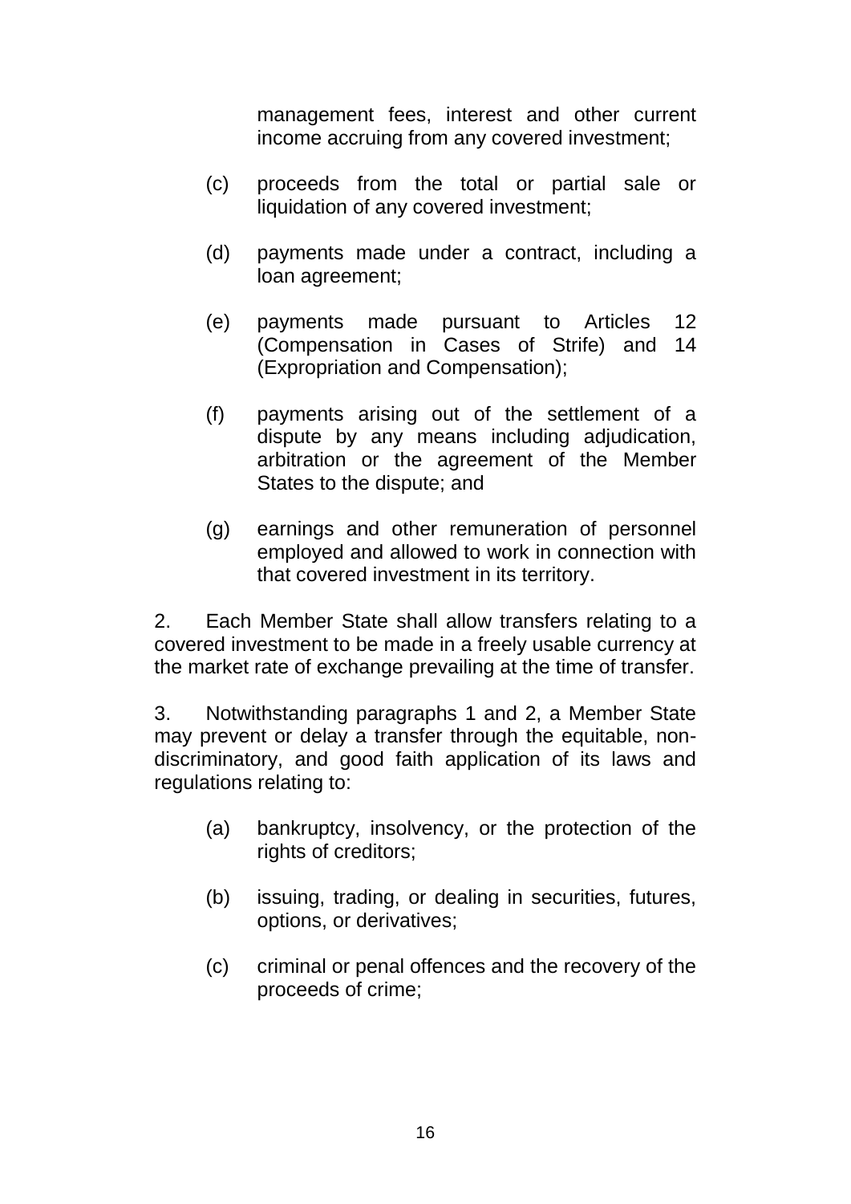management fees, interest and other current income accruing from any covered investment;

(c) proceeds from the total or partial sale or liquidation of any covered investment;

(d) payments made under a contract, including a loan agreement;

(e) payments made pursuant to Articles 12 (Compensation in Cases of Strife) and 14 (Expropriation and Compensation);

(f) payments arising out of the settlement of a dispute by any means including adjudication, arbitration or the agreement of the Member States to the dispute; and

(g) earnings and other remuneration of personnel employed and allowed to work in connection with that covered investment in its territory.

2. Each Member State shall allow transfers relating to a covered investment to be made in a freely usable currency at the market rate of exchange prevailing at the time of transfer.

3. Notwithstanding paragraphs 1 and 2, a Member State may prevent or delay a transfer through the equitable, non-discriminatory, and good faith application of its laws and regulations relating to:

(a) bankruptcy, insolvency, or the protection of the rights of creditors;

(b) issuing, trading, or dealing in securities, futures, options, or derivatives;

(c) criminal or penal offences and the recovery of the proceeds of crime;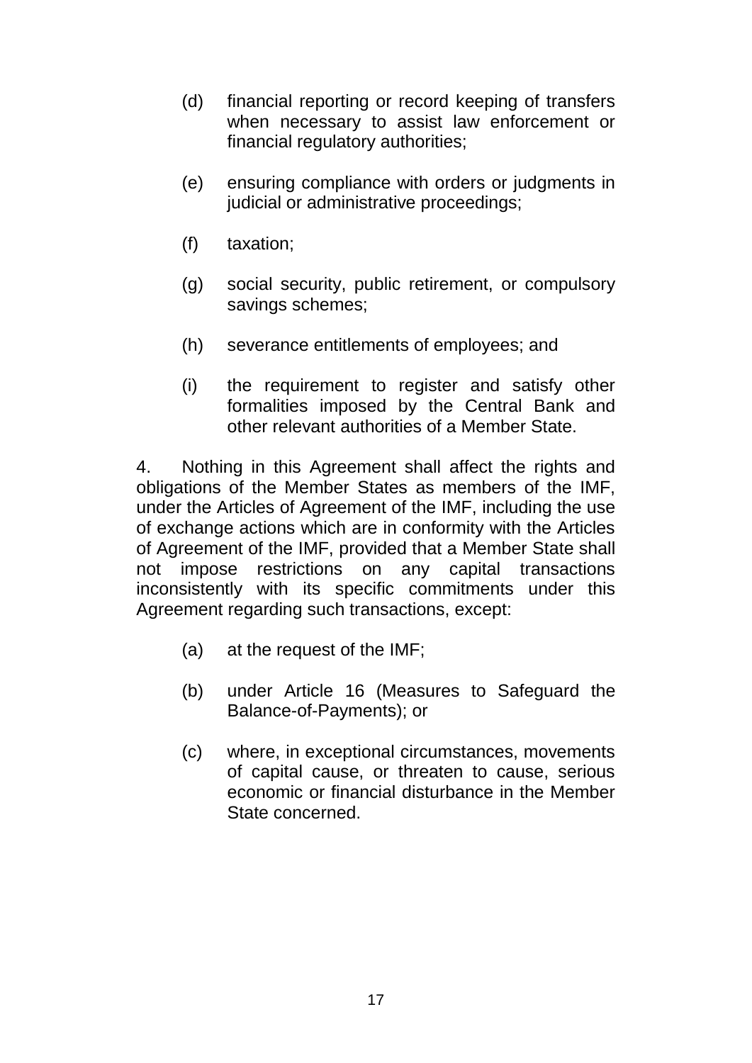(d) financial reporting or record keeping of transfers when necessary to assist law enforcement or financial regulatory authorities;

(e) ensuring compliance with orders or judgments in judicial or administrative proceedings;

(f) taxation;

(g) social security, public retirement, or compulsory savings schemes;

(h) severance entitlements of employees; and

(i) the requirement to register and satisfy other formalities imposed by the Central Bank and other relevant authorities of a Member State.

4. Nothing in this Agreement shall affect the rights and obligations of the Member States as members of the IMF, under the Articles of Agreement of the IMF, including the use of exchange actions which are in conformity with the Articles of Agreement of the IMF, provided that a Member State shall not impose restrictions on any capital transactions inconsistently with its specific commitments under this Agreement regarding such transactions, except:

(a) at the request of the IMF;

(b) under Article 16 (Measures to Safeguard the Balance-of-Payments); or

(c) where, in exceptional circumstances, movements of capital cause, or threaten to cause, serious economic or financial disturbance in the Member State concerned.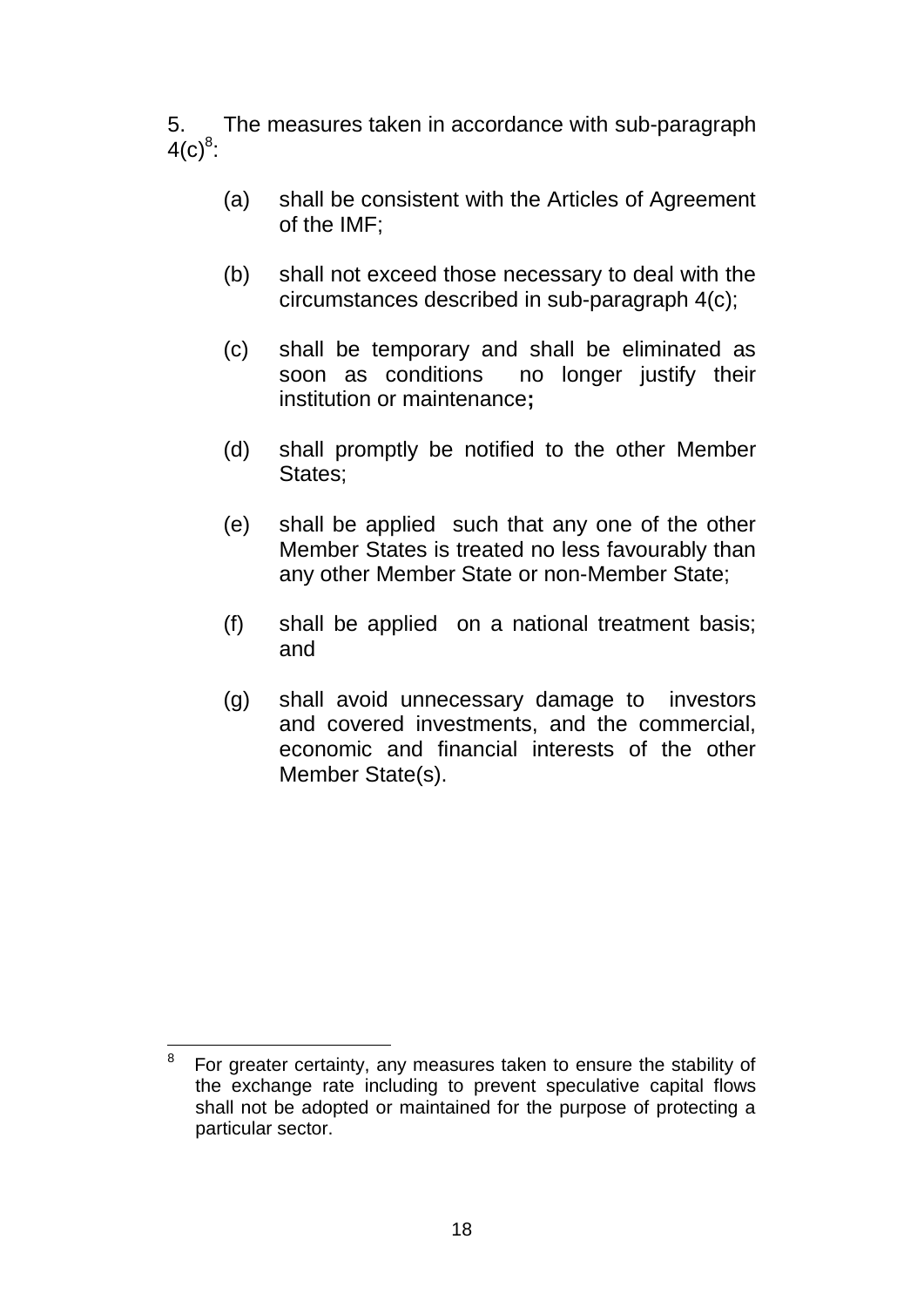5. The measures taken in accordance with sub-paragraph 4(c)[8]:

(a) shall be consistent with the Articles of Agreement of the IMF;

(b) shall not exceed those necessary to deal with the circumstances described in sub-paragraph 4(c);

(c) shall be temporary and shall be eliminated as soon as conditions no longer justify their institution or maintenance**;**

(d) shall promptly be notified to the other Member States;

(e) shall be applied such that any one of the other Member States is treated no less favourably than any other Member State or non-Member State;

(f) shall be applied on a national treatment basis; and

(g) shall avoid unnecessary damage to investors and covered investments, and the commercial, economic and financial interests of the other Member State(s).

---

[8] For greater certainty, any measures taken to ensure the stability of the exchange rate including to prevent speculative capital flows shall not be adopted or maintained for the purpose of protecting a particular sector.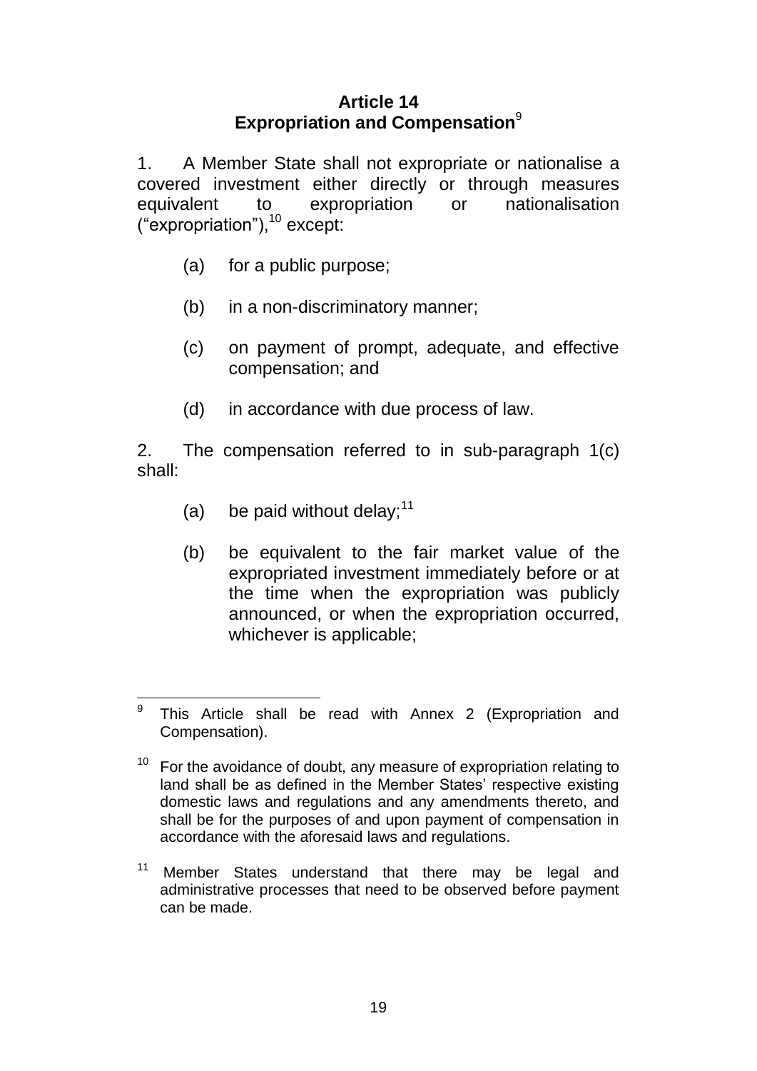## Article 14
## Expropriation and Compensation[9]

1. A Member State shall not expropriate or nationalise a covered investment either directly or through measures equivalent to expropriation or nationalisation ("expropriation"),[10] except:

   (a) for a public purpose;

   (b) in a non-discriminatory manner;

   (c) on payment of prompt, adequate, and effective compensation; and

   (d) in accordance with due process of law.

2. The compensation referred to in sub-paragraph 1(c) shall:

   (a) be paid without delay;[11]

   (b) be equivalent to the fair market value of the expropriated investment immediately before or at the time when the expropriation was publicly announced, or when the expropriation occurred, whichever is applicable;

---

[9] This Article shall be read with Annex 2 (Expropriation and Compensation).

[10] For the avoidance of doubt, any measure of expropriation relating to land shall be as defined in the Member States' respective existing domestic laws and regulations and any amendments thereto, and shall be for the purposes of and upon payment of compensation in accordance with the aforesaid laws and regulations.

[11] Member States understand that there may be legal and administrative processes that need to be observed before payment can be made.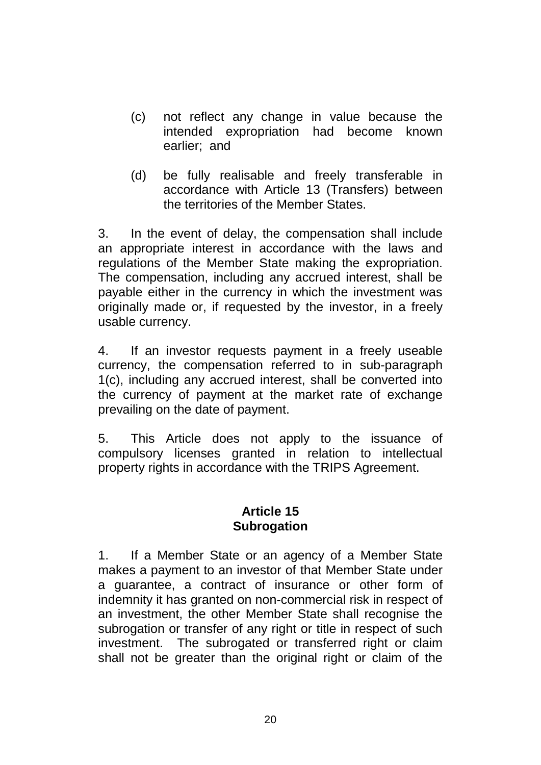(c) not reflect any change in value because the intended expropriation had become known earlier; and

(d) be fully realisable and freely transferable in accordance with Article 13 (Transfers) between the territories of the Member States.

3. In the event of delay, the compensation shall include an appropriate interest in accordance with the laws and regulations of the Member State making the expropriation. The compensation, including any accrued interest, shall be payable either in the currency in which the investment was originally made or, if requested by the investor, in a freely usable currency.

4. If an investor requests payment in a freely useable currency, the compensation referred to in sub-paragraph 1(c), including any accrued interest, shall be converted into the currency of payment at the market rate of exchange prevailing on the date of payment.

5. This Article does not apply to the issuance of compulsory licenses granted in relation to intellectual property rights in accordance with the TRIPS Agreement.

## Article 15
## Subrogation

1. If a Member State or an agency of a Member State makes a payment to an investor of that Member State under a guarantee, a contract of insurance or other form of indemnity it has granted on non-commercial risk in respect of an investment, the other Member State shall recognise the subrogation or transfer of any right or title in respect of such investment. The subrogated or transferred right or claim shall not be greater than the original right or claim of the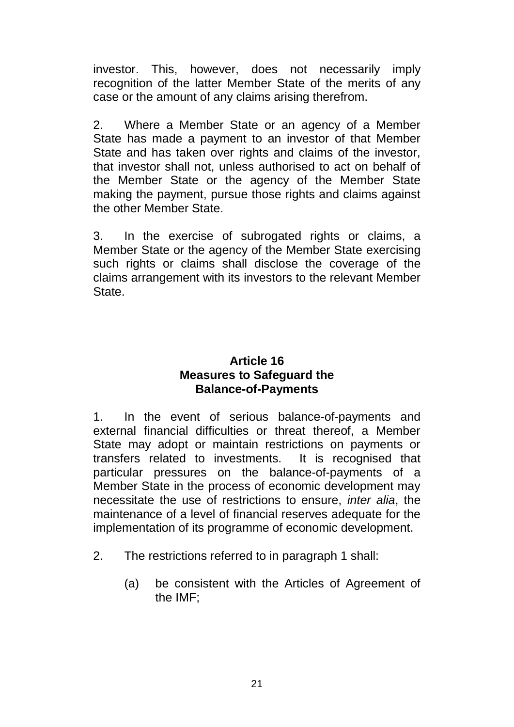investor. This, however, does not necessarily imply recognition of the latter Member State of the merits of any case or the amount of any claims arising therefrom.

2. Where a Member State or an agency of a Member State has made a payment to an investor of that Member State and has taken over rights and claims of the investor, that investor shall not, unless authorised to act on behalf of the Member State or the agency of the Member State making the payment, pursue those rights and claims against the other Member State.

3. In the exercise of subrogated rights or claims, a Member State or the agency of the Member State exercising such rights or claims shall disclose the coverage of the claims arrangement with its investors to the relevant Member State.

## Article 16
## Measures to Safeguard the Balance-of-Payments

1. In the event of serious balance-of-payments and external financial difficulties or threat thereof, a Member State may adopt or maintain restrictions on payments or transfers related to investments. It is recognised that particular pressures on the balance-of-payments of a Member State in the process of economic development may necessitate the use of restrictions to ensure, *inter alia*, the maintenance of a level of financial reserves adequate for the implementation of its programme of economic development.

2. The restrictions referred to in paragraph 1 shall:

   (a) be consistent with the Articles of Agreement of the IMF;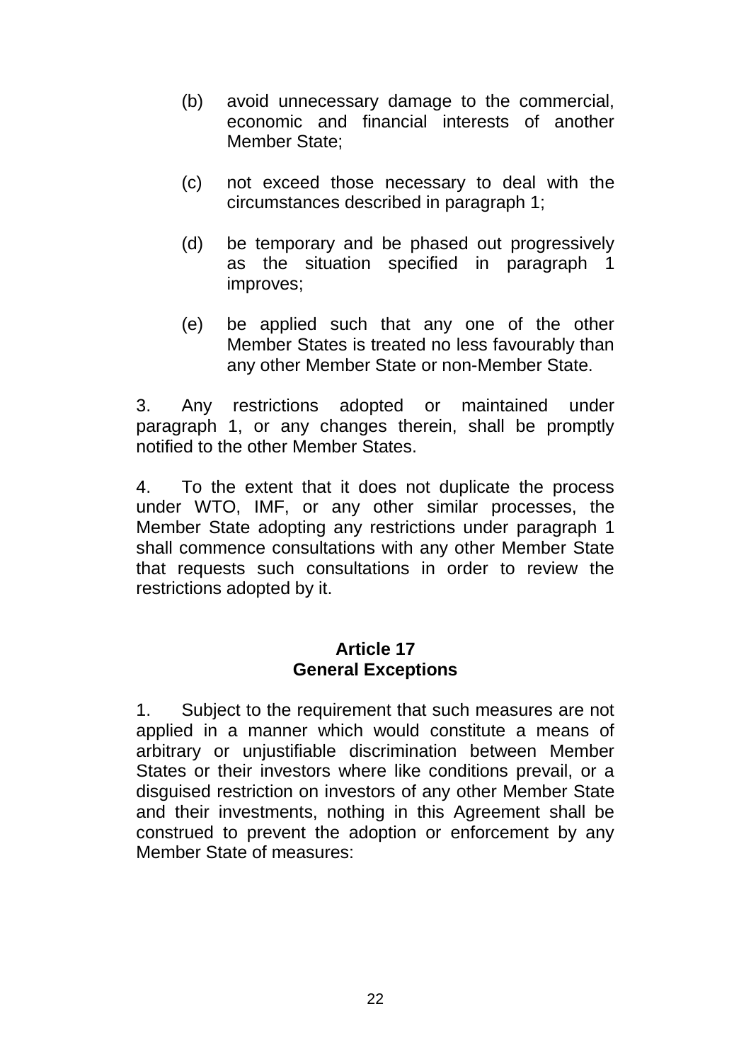(b) avoid unnecessary damage to the commercial, economic and financial interests of another Member State;

(c) not exceed those necessary to deal with the circumstances described in paragraph 1;

(d) be temporary and be phased out progressively as the situation specified in paragraph 1 improves;

(e) be applied such that any one of the other Member States is treated no less favourably than any other Member State or non-Member State.

3. Any restrictions adopted or maintained under paragraph 1, or any changes therein, shall be promptly notified to the other Member States.

4. To the extent that it does not duplicate the process under WTO, IMF, or any other similar processes, the Member State adopting any restrictions under paragraph 1 shall commence consultations with any other Member State that requests such consultations in order to review the restrictions adopted by it.

## Article 17
## General Exceptions

1. Subject to the requirement that such measures are not applied in a manner which would constitute a means of arbitrary or unjustifiable discrimination between Member States or their investors where like conditions prevail, or a disguised restriction on investors of any other Member State and their investments, nothing in this Agreement shall be construed to prevent the adoption or enforcement by any Member State of measures: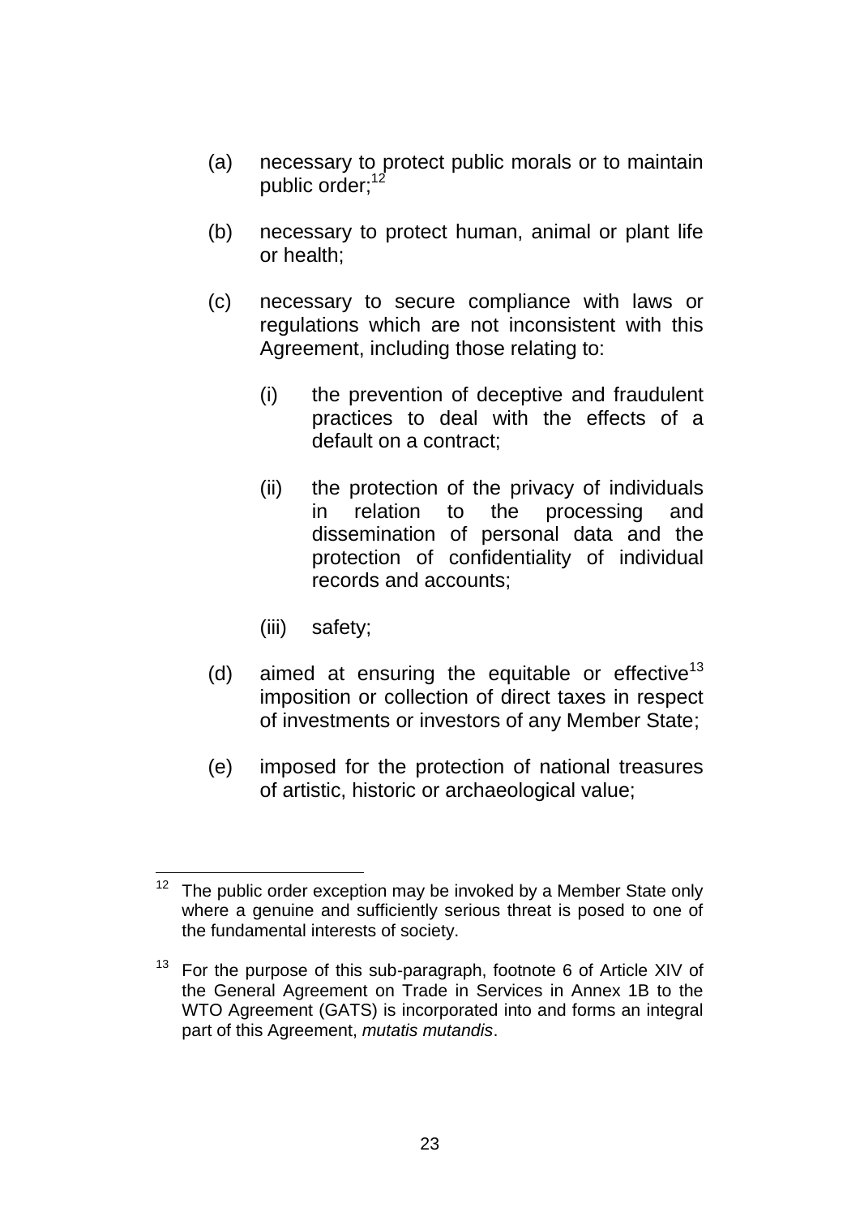(a) necessary to protect public morals or to maintain public order;[12]

(b) necessary to protect human, animal or plant life or health;

(c) necessary to secure compliance with laws or regulations which are not inconsistent with this Agreement, including those relating to:

  (i) the prevention of deceptive and fraudulent practices to deal with the effects of a default on a contract;

  (ii) the protection of the privacy of individuals in relation to the processing and dissemination of personal data and the protection of confidentiality of individual records and accounts;

  (iii) safety;

(d) aimed at ensuring the equitable or effective[13] imposition or collection of direct taxes in respect of investments or investors of any Member State;

(e) imposed for the protection of national treasures of artistic, historic or archaeological value;

---

[12] The public order exception may be invoked by a Member State only where a genuine and sufficiently serious threat is posed to one of the fundamental interests of society.

[13] For the purpose of this sub-paragraph, footnote 6 of Article XIV of the General Agreement on Trade in Services in Annex 1B to the WTO Agreement (GATS) is incorporated into and forms an integral part of this Agreement, *mutatis mutandis*.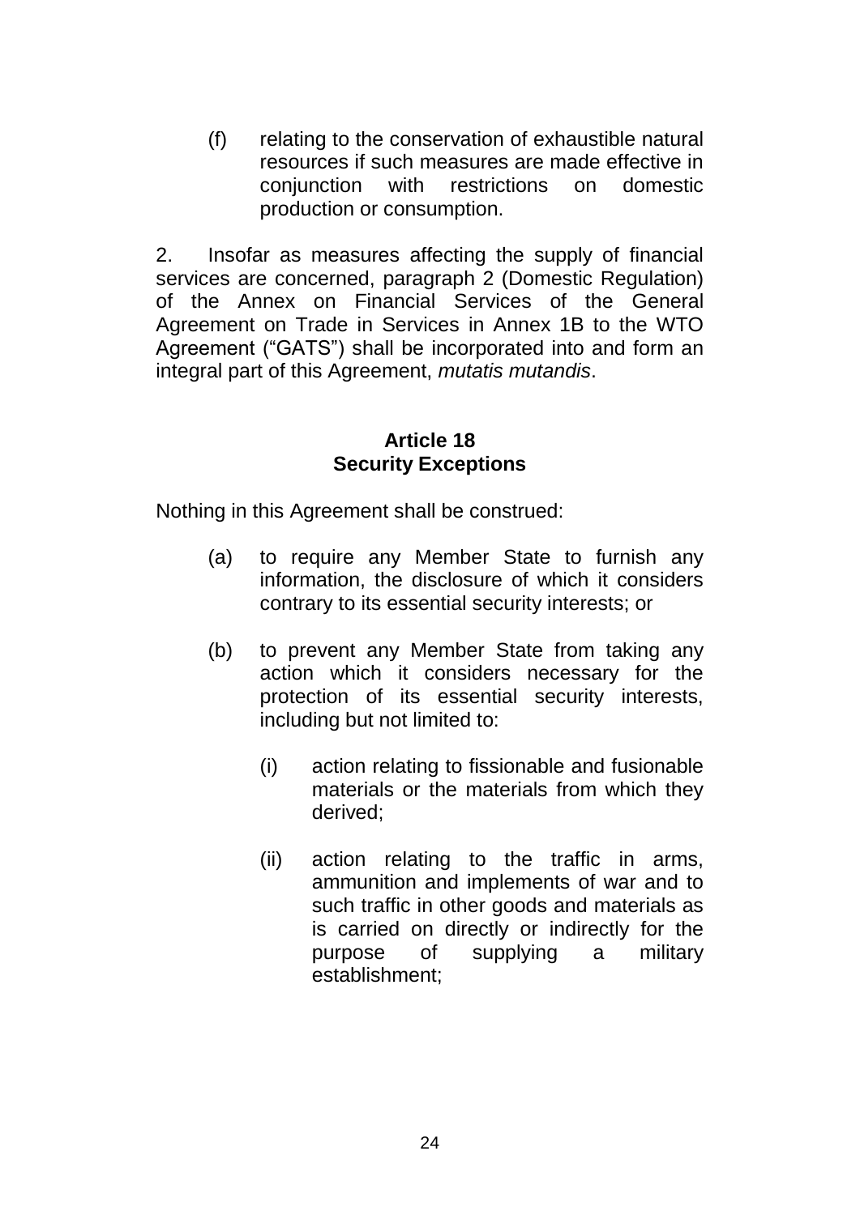(f) relating to the conservation of exhaustible natural resources if such measures are made effective in conjunction with restrictions on domestic production or consumption.

2. Insofar as measures affecting the supply of financial services are concerned, paragraph 2 (Domestic Regulation) of the Annex on Financial Services of the General Agreement on Trade in Services in Annex 1B to the WTO Agreement ("GATS") shall be incorporated into and form an integral part of this Agreement, *mutatis mutandis*.

## Article 18
## Security Exceptions

Nothing in this Agreement shall be construed:

(a) to require any Member State to furnish any information, the disclosure of which it considers contrary to its essential security interests; or

(b) to prevent any Member State from taking any action which it considers necessary for the protection of its essential security interests, including but not limited to:

   (i) action relating to fissionable and fusionable materials or the materials from which they derived;

   (ii) action relating to the traffic in arms, ammunition and implements of war and to such traffic in other goods and materials as is carried on directly or indirectly for the purpose of supplying a military establishment;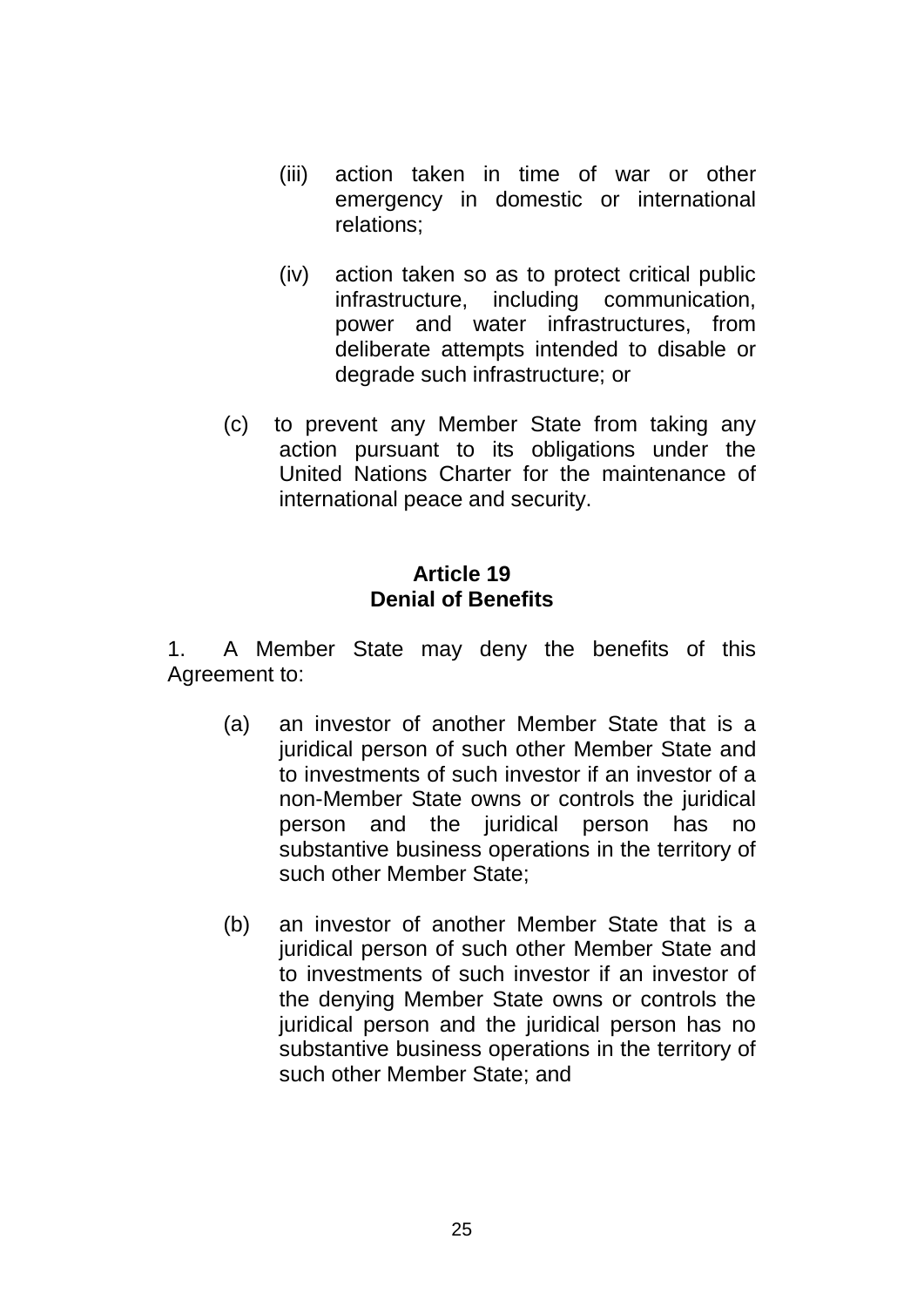(iii) action taken in time of war or other emergency in domestic or international relations;

(iv) action taken so as to protect critical public infrastructure, including communication, power and water infrastructures, from deliberate attempts intended to disable or degrade such infrastructure; or

(c) to prevent any Member State from taking any action pursuant to its obligations under the United Nations Charter for the maintenance of international peace and security.

**Article 19**
**Denial of Benefits**

1. A Member State may deny the benefits of this Agreement to:

(a) an investor of another Member State that is a juridical person of such other Member State and to investments of such investor if an investor of a non-Member State owns or controls the juridical person and the juridical person has no substantive business operations in the territory of such other Member State;

(b) an investor of another Member State that is a juridical person of such other Member State and to investments of such investor if an investor of the denying Member State owns or controls the juridical person and the juridical person has no substantive business operations in the territory of such other Member State; and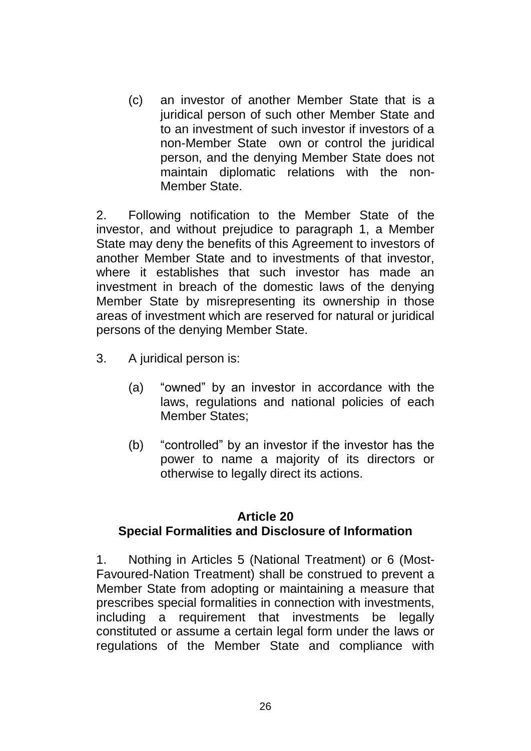(c) an investor of another Member State that is a juridical person of such other Member State and to an investment of such investor if investors of a non-Member State own or control the juridical person, and the denying Member State does not maintain diplomatic relations with the non-Member State.

2. Following notification to the Member State of the investor, and without prejudice to paragraph 1, a Member State may deny the benefits of this Agreement to investors of another Member State and to investments of that investor, where it establishes that such investor has made an investment in breach of the domestic laws of the denying Member State by misrepresenting its ownership in those areas of investment which are reserved for natural or juridical persons of the denying Member State.

3. A juridical person is:

(a) "owned" by an investor in accordance with the laws, regulations and national policies of each Member States;

(b) "controlled" by an investor if the investor has the power to name a majority of its directors or otherwise to legally direct its actions.

## Article 20
## Special Formalities and Disclosure of Information

1. Nothing in Articles 5 (National Treatment) or 6 (Most-Favoured-Nation Treatment) shall be construed to prevent a Member State from adopting or maintaining a measure that prescribes special formalities in connection with investments, including a requirement that investments be legally constituted or assume a certain legal form under the laws or regulations of the Member State and compliance with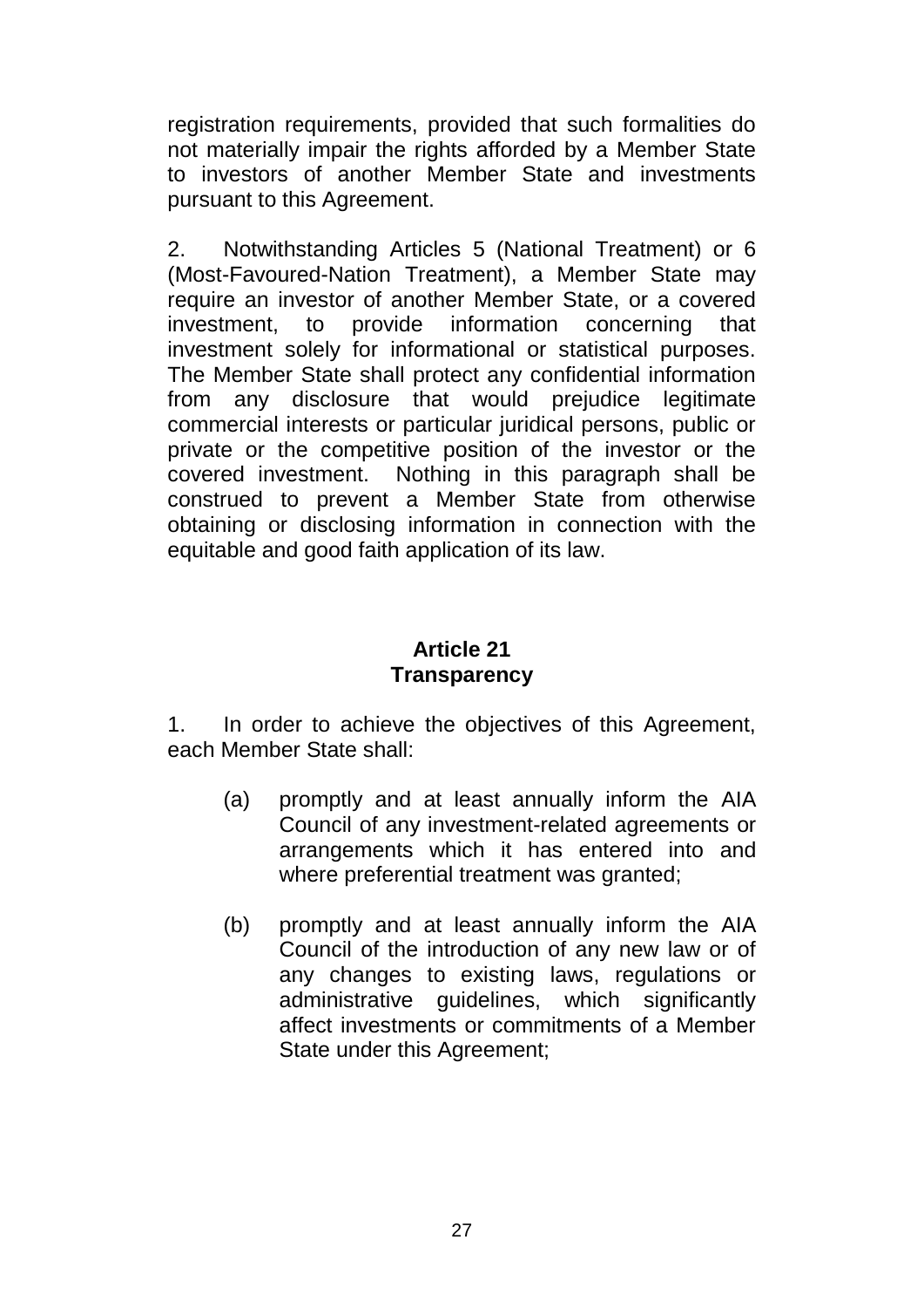registration requirements, provided that such formalities do not materially impair the rights afforded by a Member State to investors of another Member State and investments pursuant to this Agreement.

2. Notwithstanding Articles 5 (National Treatment) or 6 (Most-Favoured-Nation Treatment), a Member State may require an investor of another Member State, or a covered investment, to provide information concerning that investment solely for informational or statistical purposes. The Member State shall protect any confidential information from any disclosure that would prejudice legitimate commercial interests or particular juridical persons, public or private or the competitive position of the investor or the covered investment. Nothing in this paragraph shall be construed to prevent a Member State from otherwise obtaining or disclosing information in connection with the equitable and good faith application of its law.

## Article 21
## Transparency

1. In order to achieve the objectives of this Agreement, each Member State shall:

(a) promptly and at least annually inform the AIA Council of any investment-related agreements or arrangements which it has entered into and where preferential treatment was granted;

(b) promptly and at least annually inform the AIA Council of the introduction of any new law or of any changes to existing laws, regulations or administrative guidelines, which significantly affect investments or commitments of a Member State under this Agreement;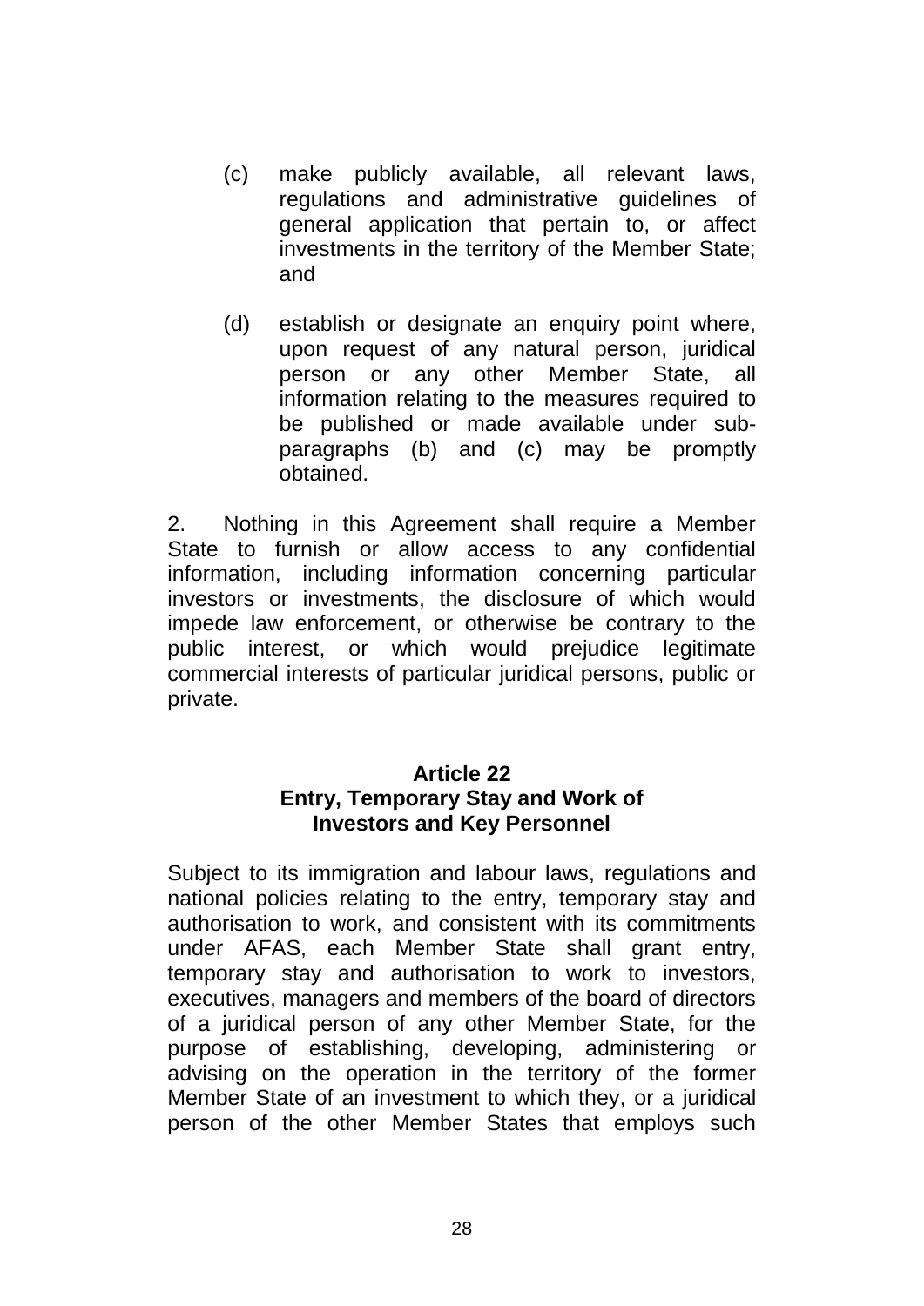(c) make publicly available, all relevant laws, regulations and administrative guidelines of general application that pertain to, or affect investments in the territory of the Member State; and

(d) establish or designate an enquiry point where, upon request of any natural person, juridical person or any other Member State, all information relating to the measures required to be published or made available under sub-paragraphs (b) and (c) may be promptly obtained.

2. Nothing in this Agreement shall require a Member State to furnish or allow access to any confidential information, including information concerning particular investors or investments, the disclosure of which would impede law enforcement, or otherwise be contrary to the public interest, or which would prejudice legitimate commercial interests of particular juridical persons, public or private.

## Article 22
## Entry, Temporary Stay and Work of Investors and Key Personnel

Subject to its immigration and labour laws, regulations and national policies relating to the entry, temporary stay and authorisation to work, and consistent with its commitments under AFAS, each Member State shall grant entry, temporary stay and authorisation to work to investors, executives, managers and members of the board of directors of a juridical person of any other Member State, for the purpose of establishing, developing, administering or advising on the operation in the territory of the former Member State of an investment to which they, or a juridical person of the other Member States that employs such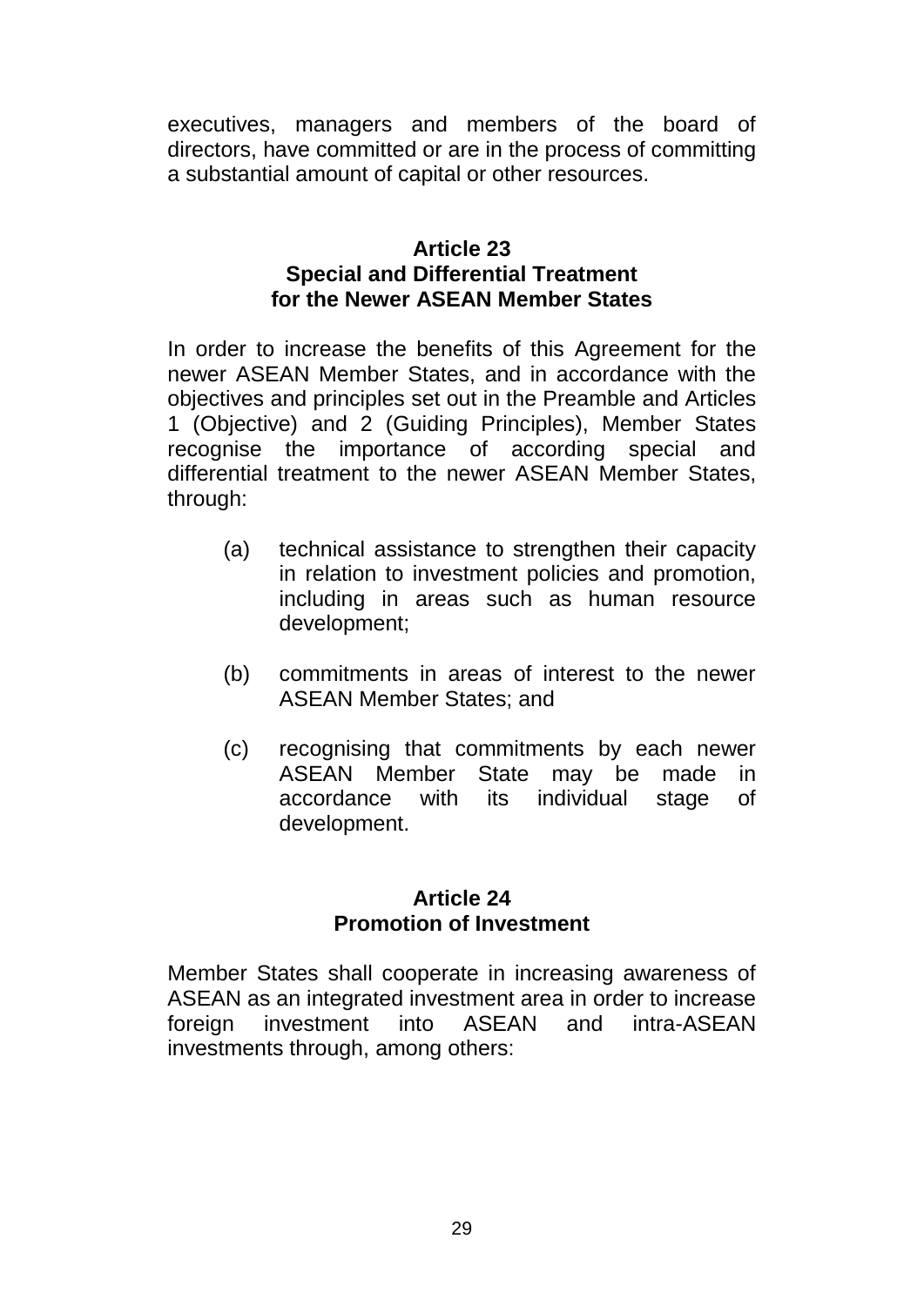executives, managers and members of the board of directors, have committed or are in the process of committing a substantial amount of capital or other resources.

### Article 23
### Special and Differential Treatment for the Newer ASEAN Member States

In order to increase the benefits of this Agreement for the newer ASEAN Member States, and in accordance with the objectives and principles set out in the Preamble and Articles 1 (Objective) and 2 (Guiding Principles), Member States recognise the importance of according special and differential treatment to the newer ASEAN Member States, through:

(a) technical assistance to strengthen their capacity in relation to investment policies and promotion, including in areas such as human resource development;

(b) commitments in areas of interest to the newer ASEAN Member States; and

(c) recognising that commitments by each newer ASEAN Member State may be made in accordance with its individual stage of development.

### Article 24
### Promotion of Investment

Member States shall cooperate in increasing awareness of ASEAN as an integrated investment area in order to increase foreign investment into ASEAN and intra-ASEAN investments through, among others: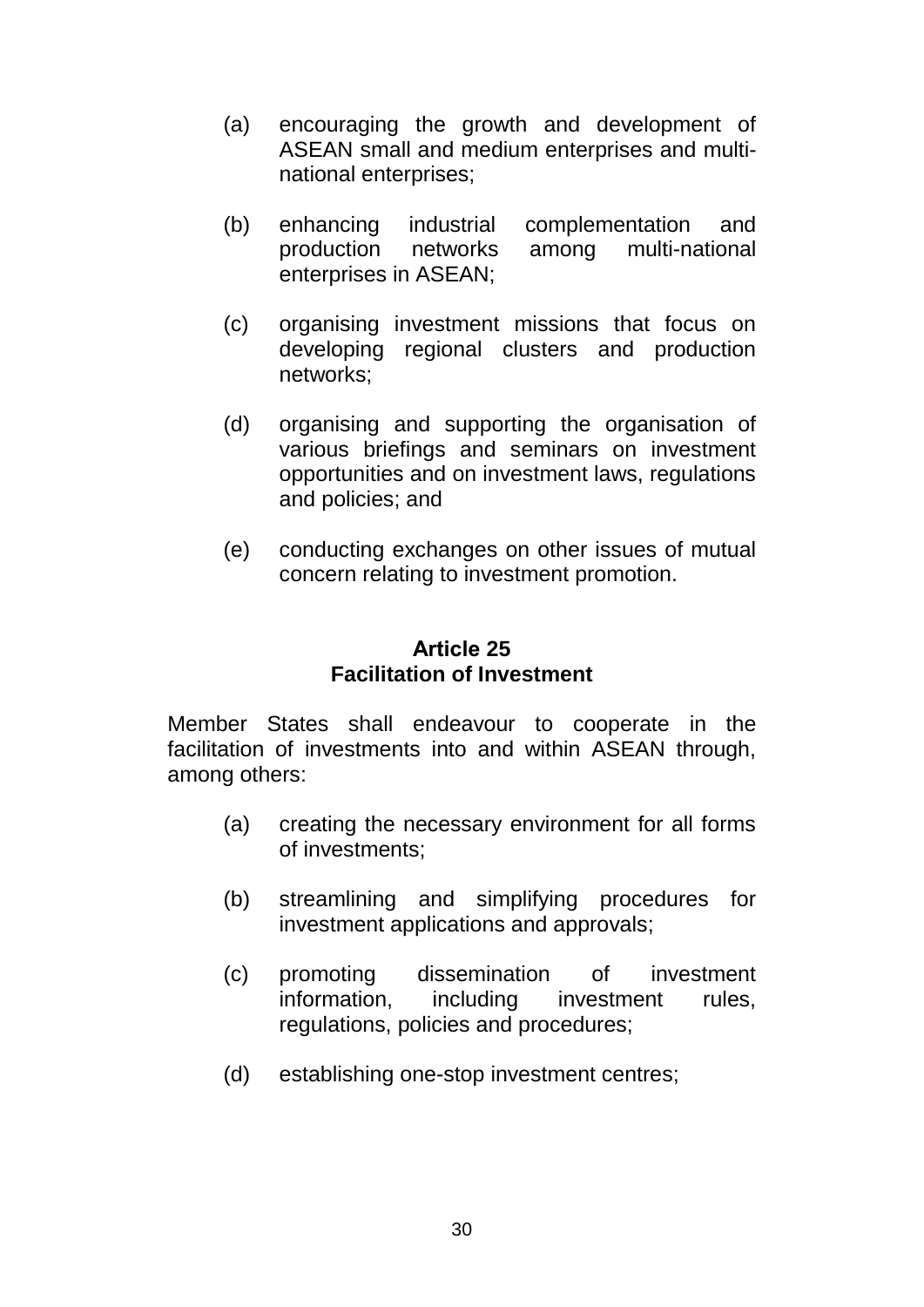(a) encouraging the growth and development of ASEAN small and medium enterprises and multi-national enterprises;

(b) enhancing industrial complementation and production networks among multi-national enterprises in ASEAN;

(c) organising investment missions that focus on developing regional clusters and production networks;

(d) organising and supporting the organisation of various briefings and seminars on investment opportunities and on investment laws, regulations and policies; and

(e) conducting exchanges on other issues of mutual concern relating to investment promotion.

**Article 25**
**Facilitation of Investment**

Member States shall endeavour to cooperate in the facilitation of investments into and within ASEAN through, among others:

(a) creating the necessary environment for all forms of investments;

(b) streamlining and simplifying procedures for investment applications and approvals;

(c) promoting dissemination of investment information, including investment rules, regulations, policies and procedures;

(d) establishing one-stop investment centres;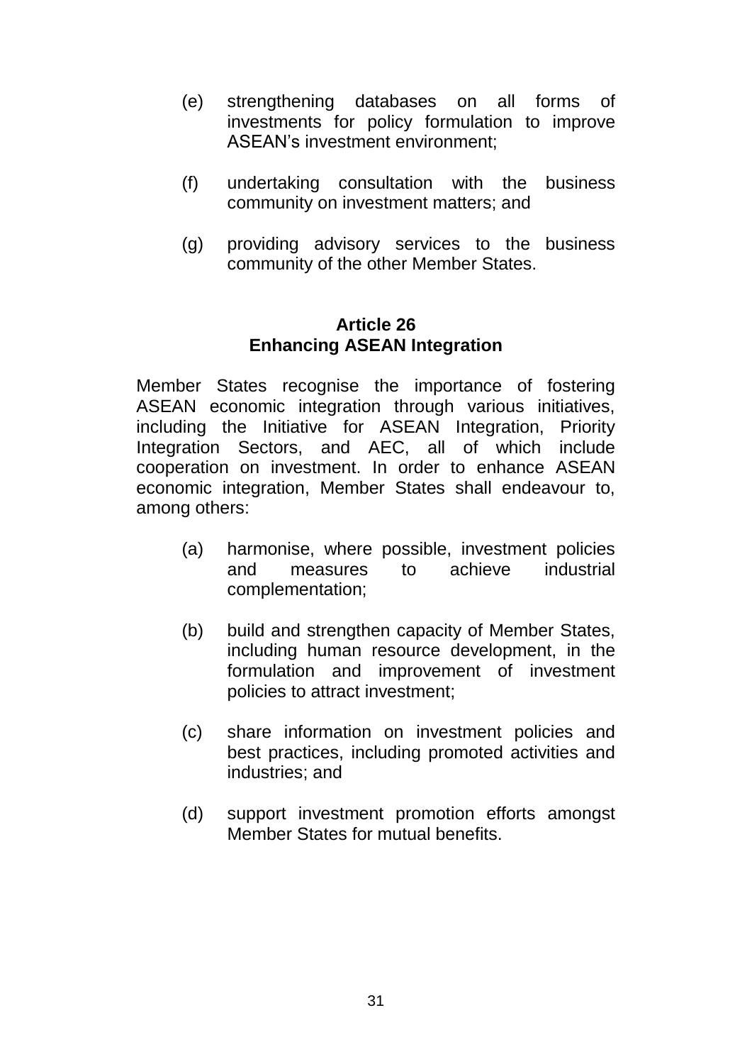(e) strengthening databases on all forms of investments for policy formulation to improve ASEAN's investment environment;

(f) undertaking consultation with the business community on investment matters; and

(g) providing advisory services to the business community of the other Member States.

### Article 26
### Enhancing ASEAN Integration

Member States recognise the importance of fostering ASEAN economic integration through various initiatives, including the Initiative for ASEAN Integration, Priority Integration Sectors, and AEC, all of which include cooperation on investment. In order to enhance ASEAN economic integration, Member States shall endeavour to, among others:

(a) harmonise, where possible, investment policies and measures to achieve industrial complementation;

(b) build and strengthen capacity of Member States, including human resource development, in the formulation and improvement of investment policies to attract investment;

(c) share information on investment policies and best practices, including promoted activities and industries; and

(d) support investment promotion efforts amongst Member States for mutual benefits.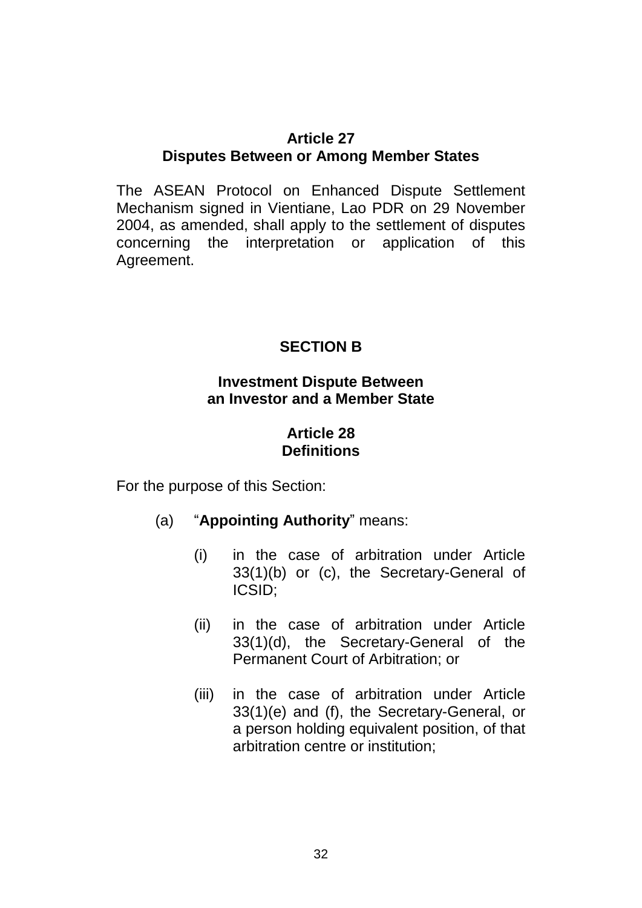### Article 27
### Disputes Between or Among Member States

The ASEAN Protocol on Enhanced Dispute Settlement Mechanism signed in Vientiane, Lao PDR on 29 November 2004, as amended, shall apply to the settlement of disputes concerning the interpretation or application of this Agreement.

## SECTION B

### Investment Dispute Between an Investor and a Member State

### Article 28
### Definitions

For the purpose of this Section:

(a) "**Appointing Authority**" means:

  (i) in the case of arbitration under Article 33(1)(b) or (c), the Secretary-General of ICSID;

  (ii) in the case of arbitration under Article 33(1)(d), the Secretary-General of the Permanent Court of Arbitration; or

  (iii) in the case of arbitration under Article 33(1)(e) and (f), the Secretary-General, or a person holding equivalent position, of that arbitration centre or institution;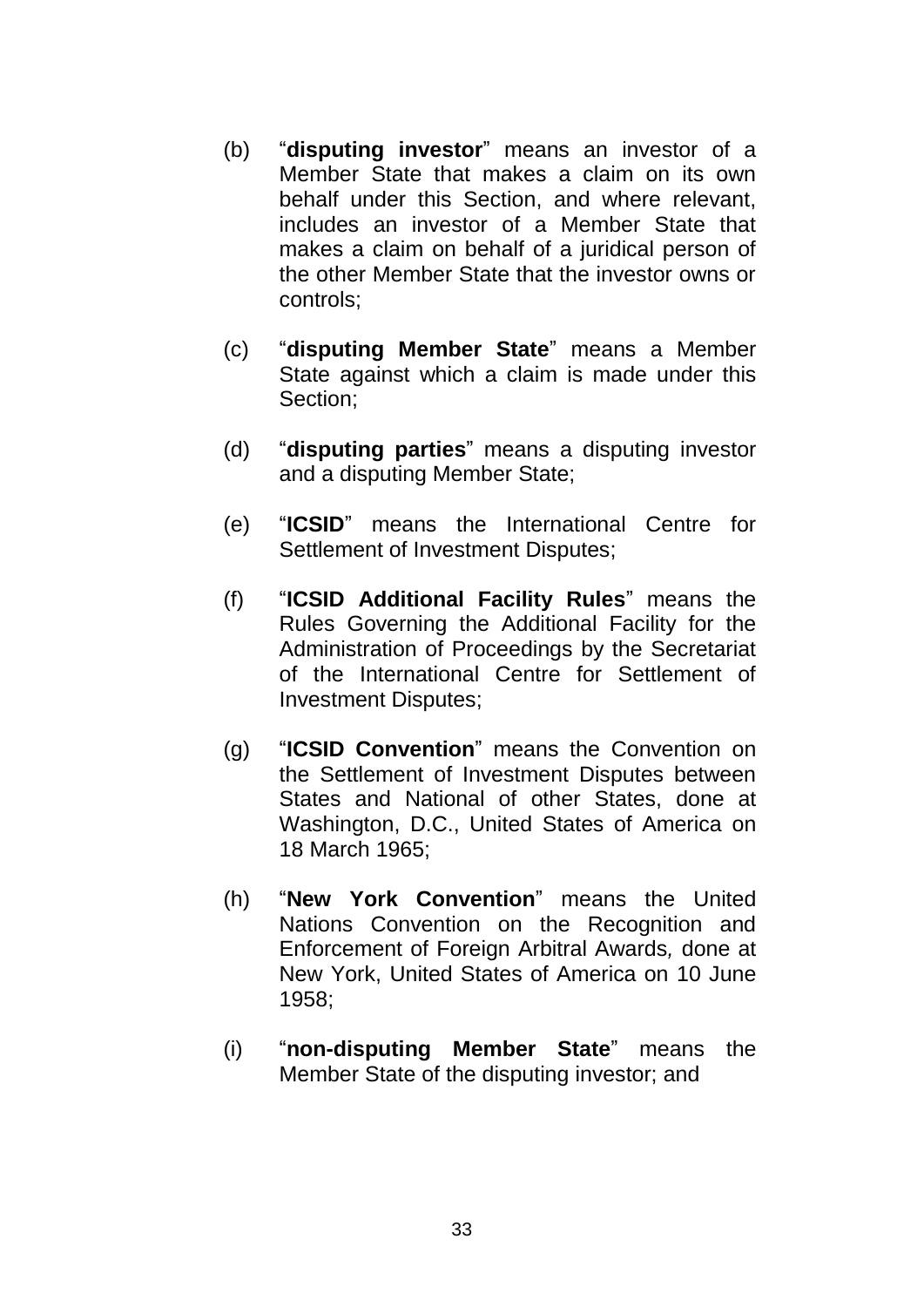(b) "**disputing investor**" means an investor of a Member State that makes a claim on its own behalf under this Section, and where relevant, includes an investor of a Member State that makes a claim on behalf of a juridical person of the other Member State that the investor owns or controls;

(c) "**disputing Member State**" means a Member State against which a claim is made under this Section;

(d) "**disputing parties**" means a disputing investor and a disputing Member State;

(e) "**ICSID**" means the International Centre for Settlement of Investment Disputes;

(f) "**ICSID Additional Facility Rules**" means the Rules Governing the Additional Facility for the Administration of Proceedings by the Secretariat of the International Centre for Settlement of Investment Disputes;

(g) "**ICSID Convention**" means the Convention on the Settlement of Investment Disputes between States and National of other States, done at Washington, D.C., United States of America on 18 March 1965;

(h) "**New York Convention**" means the United Nations Convention on the Recognition and Enforcement of Foreign Arbitral Awards, done at New York, United States of America on 10 June 1958;

(i) "**non-disputing Member State**" means the Member State of the disputing investor; and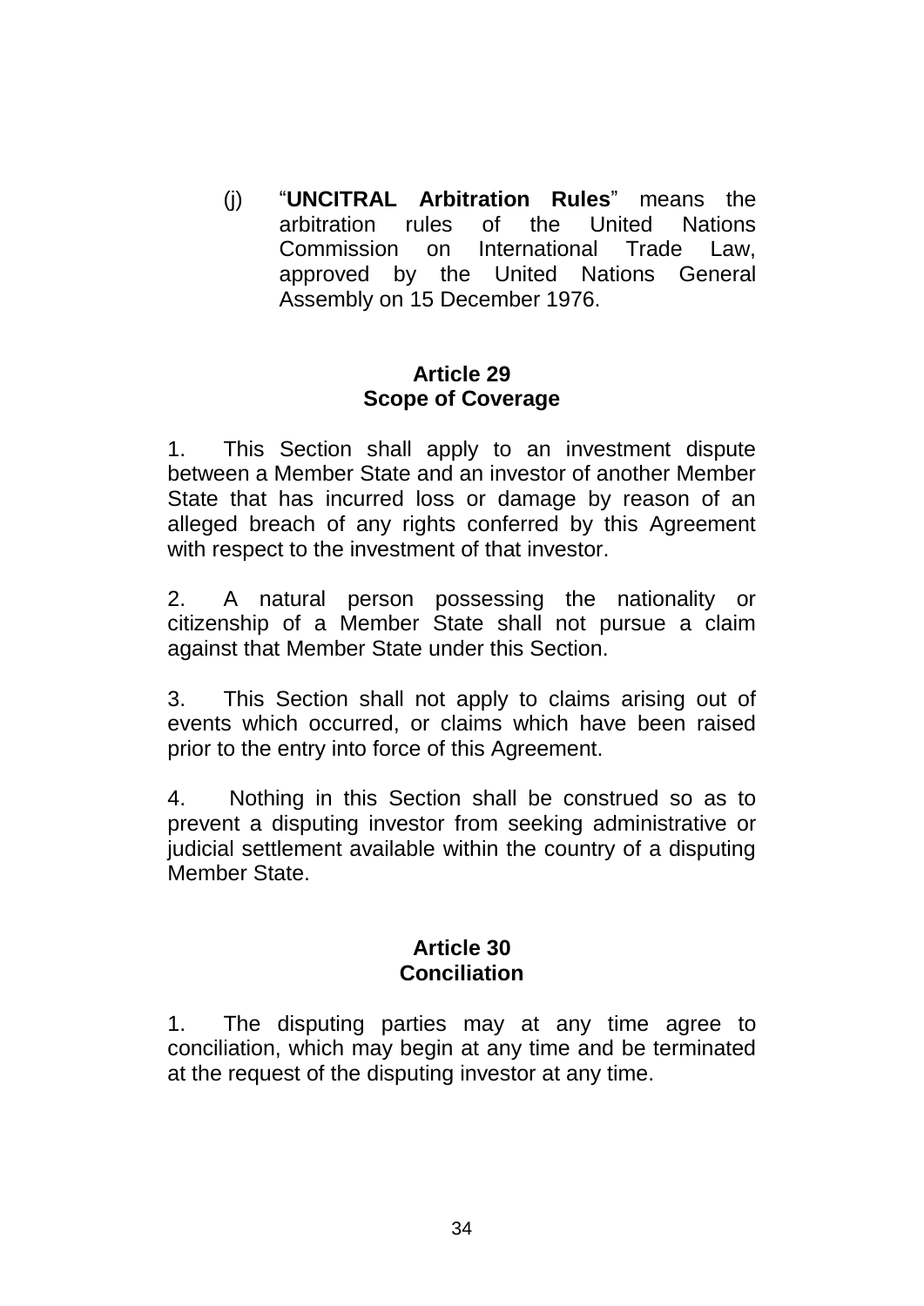(j) “**UNCITRAL Arbitration Rules**” means the arbitration rules of the United Nations Commission on International Trade Law, approved by the United Nations General Assembly on 15 December 1976.

### Article 29
### Scope of Coverage

1. This Section shall apply to an investment dispute between a Member State and an investor of another Member State that has incurred loss or damage by reason of an alleged breach of any rights conferred by this Agreement with respect to the investment of that investor.

2. A natural person possessing the nationality or citizenship of a Member State shall not pursue a claim against that Member State under this Section.

3. This Section shall not apply to claims arising out of events which occurred, or claims which have been raised prior to the entry into force of this Agreement.

4. Nothing in this Section shall be construed so as to prevent a disputing investor from seeking administrative or judicial settlement available within the country of a disputing Member State.

### Article 30
### Conciliation

1. The disputing parties may at any time agree to conciliation, which may begin at any time and be terminated at the request of the disputing investor at any time.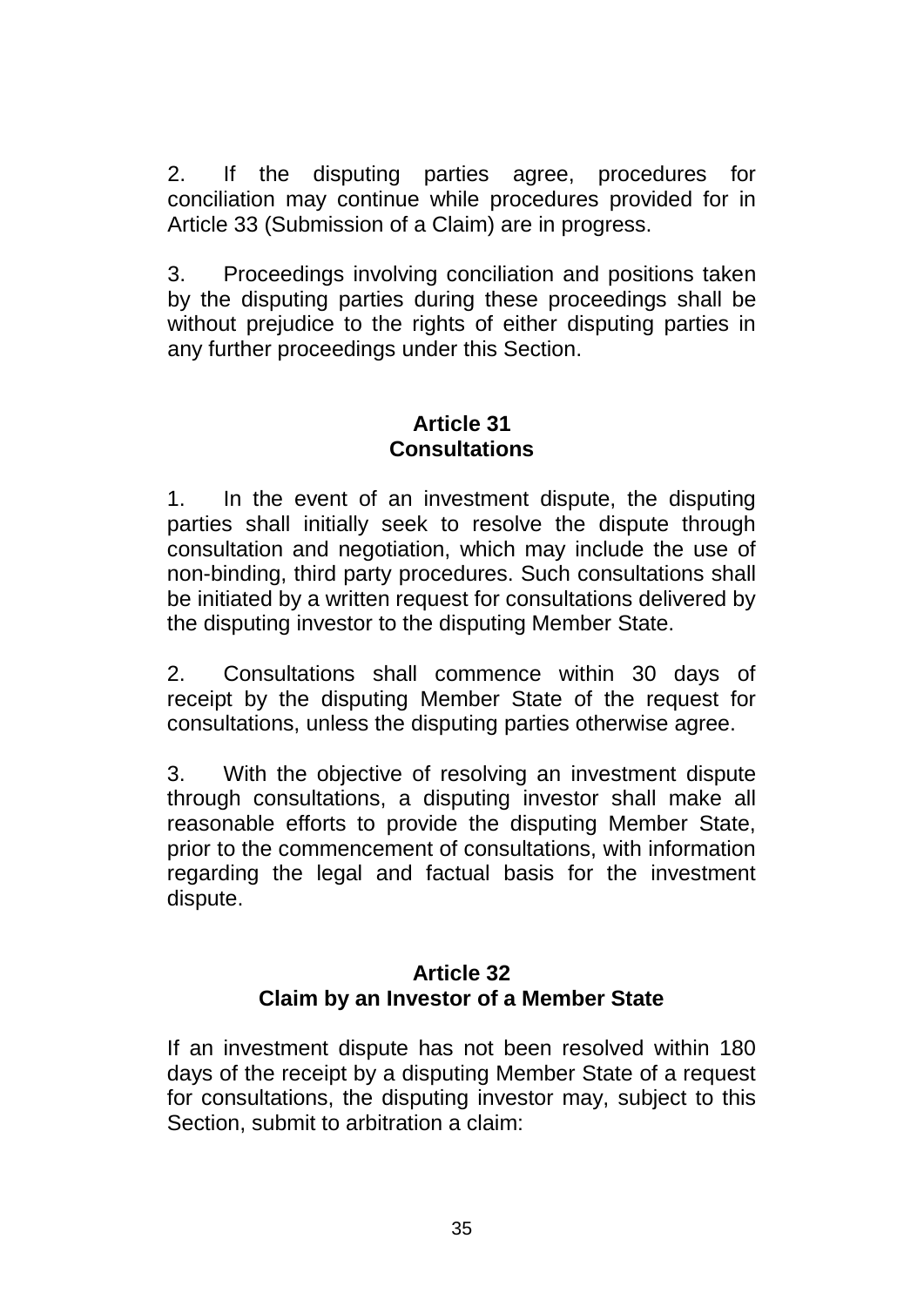2. If the disputing parties agree, procedures for conciliation may continue while procedures provided for in Article 33 (Submission of a Claim) are in progress.

3. Proceedings involving conciliation and positions taken by the disputing parties during these proceedings shall be without prejudice to the rights of either disputing parties in any further proceedings under this Section.

**Article 31**
**Consultations**

1. In the event of an investment dispute, the disputing parties shall initially seek to resolve the dispute through consultation and negotiation, which may include the use of non-binding, third party procedures. Such consultations shall be initiated by a written request for consultations delivered by the disputing investor to the disputing Member State.

2. Consultations shall commence within 30 days of receipt by the disputing Member State of the request for consultations, unless the disputing parties otherwise agree.

3. With the objective of resolving an investment dispute through consultations, a disputing investor shall make all reasonable efforts to provide the disputing Member State, prior to the commencement of consultations, with information regarding the legal and factual basis for the investment dispute.

**Article 32**
**Claim by an Investor of a Member State**

If an investment dispute has not been resolved within 180 days of the receipt by a disputing Member State of a request for consultations, the disputing investor may, subject to this Section, submit to arbitration a claim: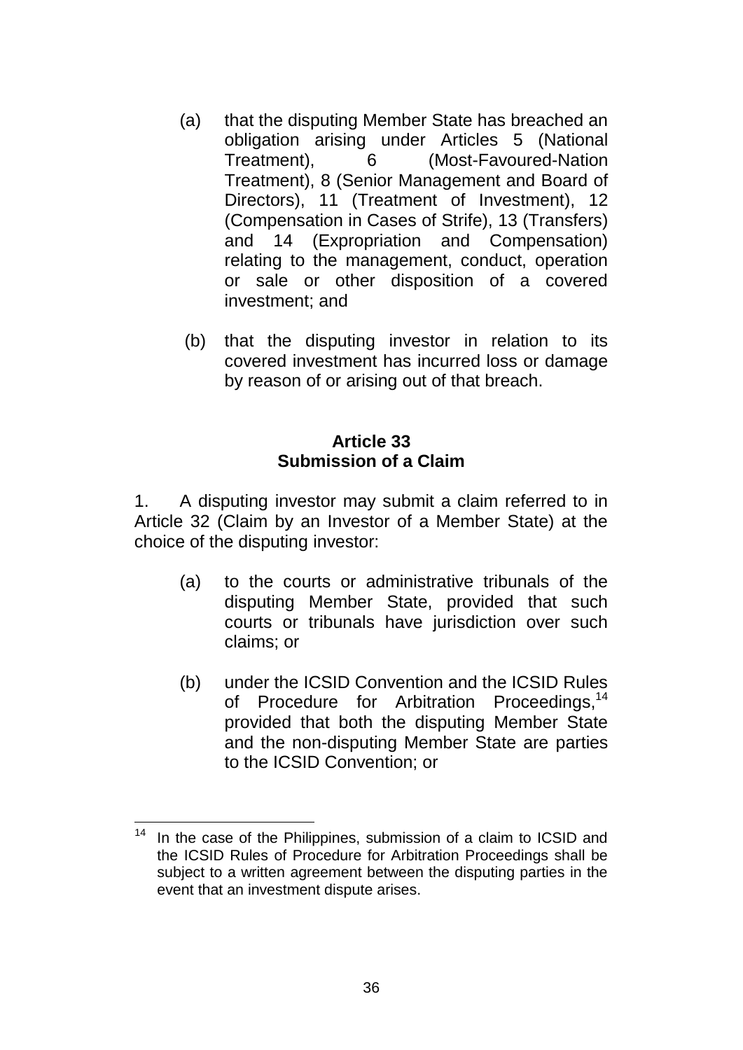(a) that the disputing Member State has breached an obligation arising under Articles 5 (National Treatment), 6 (Most-Favoured-Nation Treatment), 8 (Senior Management and Board of Directors), 11 (Treatment of Investment), 12 (Compensation in Cases of Strife), 13 (Transfers) and 14 (Expropriation and Compensation) relating to the management, conduct, operation or sale or other disposition of a covered investment; and

(b) that the disputing investor in relation to its covered investment has incurred loss or damage by reason of or arising out of that breach.

**Article 33**
**Submission of a Claim**

1. A disputing investor may submit a claim referred to in Article 32 (Claim by an Investor of a Member State) at the choice of the disputing investor:

(a) to the courts or administrative tribunals of the disputing Member State, provided that such courts or tribunals have jurisdiction over such claims; or

(b) under the ICSID Convention and the ICSID Rules of Procedure for Arbitration Proceedings,[14] provided that both the disputing Member State and the non-disputing Member State are parties to the ICSID Convention; or

---

[14] In the case of the Philippines, submission of a claim to ICSID and the ICSID Rules of Procedure for Arbitration Proceedings shall be subject to a written agreement between the disputing parties in the event that an investment dispute arises.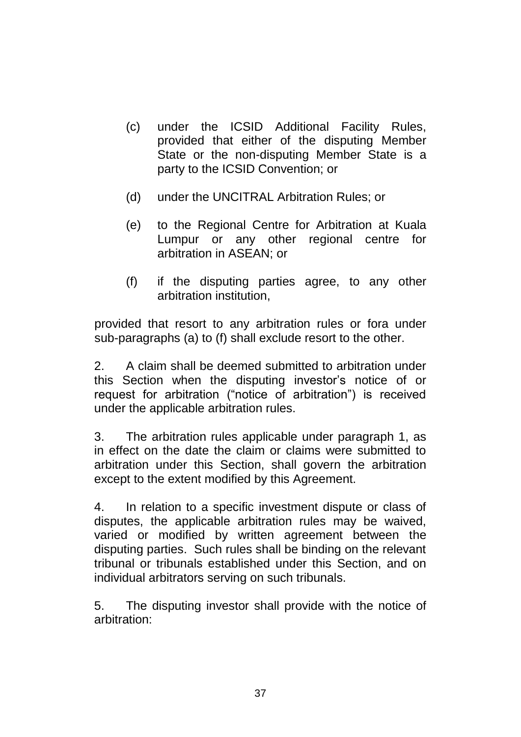(c) under the ICSID Additional Facility Rules, provided that either of the disputing Member State or the non-disputing Member State is a party to the ICSID Convention; or

(d) under the UNCITRAL Arbitration Rules; or

(e) to the Regional Centre for Arbitration at Kuala Lumpur or any other regional centre for arbitration in ASEAN; or

(f) if the disputing parties agree, to any other arbitration institution,

provided that resort to any arbitration rules or fora under sub-paragraphs (a) to (f) shall exclude resort to the other.

2. A claim shall be deemed submitted to arbitration under this Section when the disputing investor's notice of or request for arbitration ("notice of arbitration") is received under the applicable arbitration rules.

3. The arbitration rules applicable under paragraph 1, as in effect on the date the claim or claims were submitted to arbitration under this Section, shall govern the arbitration except to the extent modified by this Agreement.

4. In relation to a specific investment dispute or class of disputes, the applicable arbitration rules may be waived, varied or modified by written agreement between the disputing parties. Such rules shall be binding on the relevant tribunal or tribunals established under this Section, and on individual arbitrators serving on such tribunals.

5. The disputing investor shall provide with the notice of arbitration: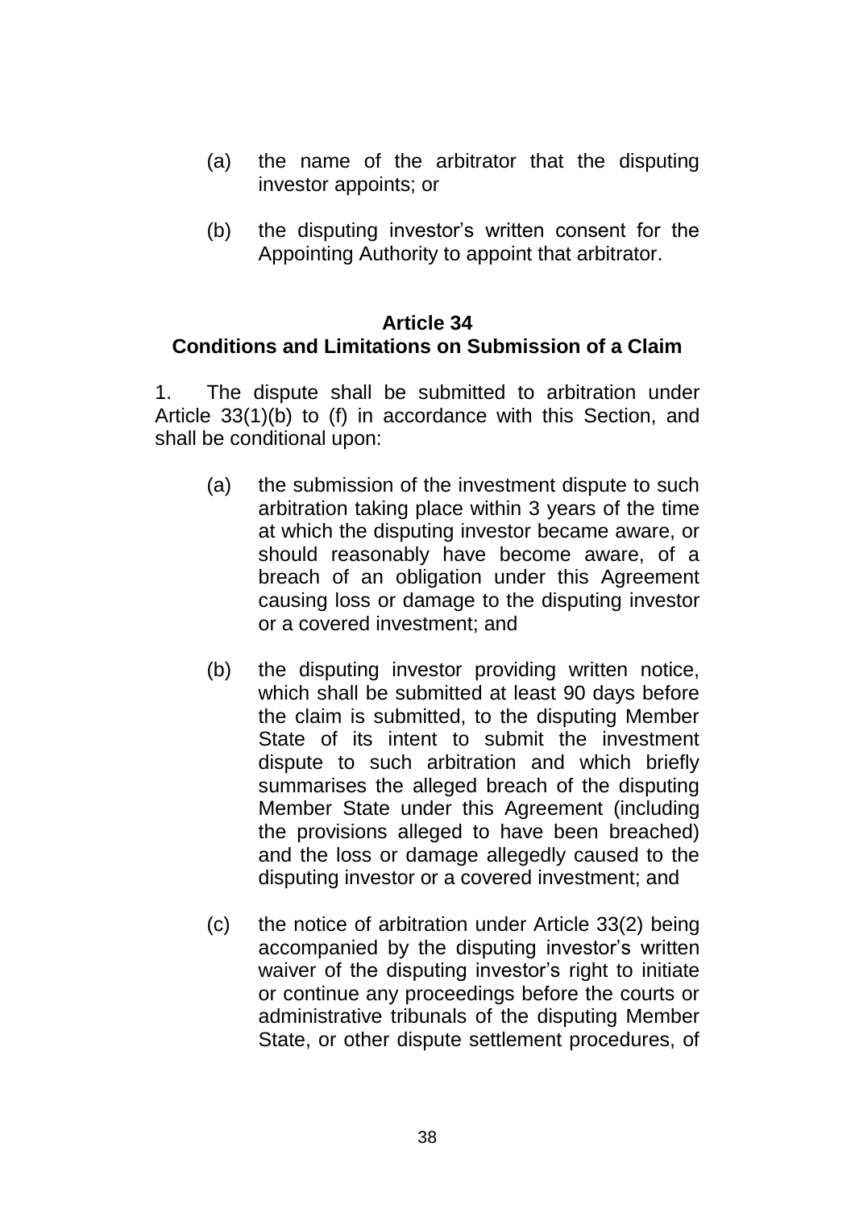(a) the name of the arbitrator that the disputing investor appoints; or

(b) the disputing investor's written consent for the Appointing Authority to appoint that arbitrator.

**Article 34**
**Conditions and Limitations on Submission of a Claim**

1. The dispute shall be submitted to arbitration under Article 33(1)(b) to (f) in accordance with this Section, and shall be conditional upon:

(a) the submission of the investment dispute to such arbitration taking place within 3 years of the time at which the disputing investor became aware, or should reasonably have become aware, of a breach of an obligation under this Agreement causing loss or damage to the disputing investor or a covered investment; and

(b) the disputing investor providing written notice, which shall be submitted at least 90 days before the claim is submitted, to the disputing Member State of its intent to submit the investment dispute to such arbitration and which briefly summarises the alleged breach of the disputing Member State under this Agreement (including the provisions alleged to have been breached) and the loss or damage allegedly caused to the disputing investor or a covered investment; and

(c) the notice of arbitration under Article 33(2) being accompanied by the disputing investor's written waiver of the disputing investor's right to initiate or continue any proceedings before the courts or administrative tribunals of the disputing Member State, or other dispute settlement procedures, of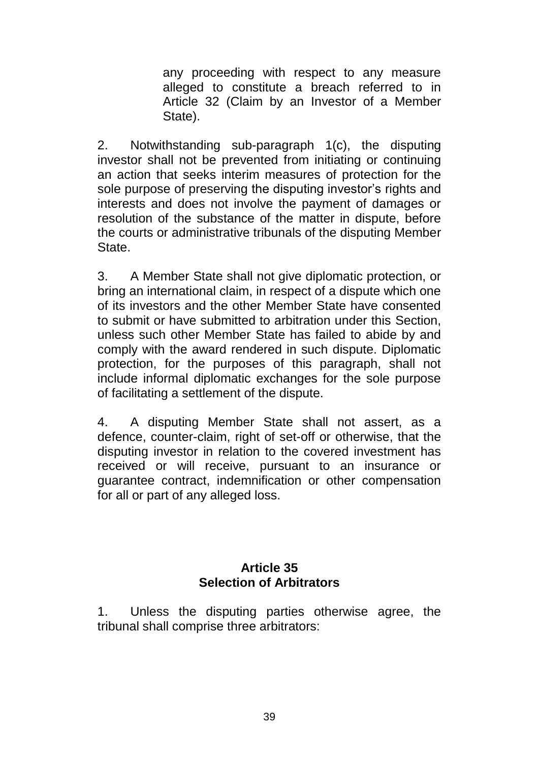any proceeding with respect to any measure alleged to constitute a breach referred to in Article 32 (Claim by an Investor of a Member State).

2. Notwithstanding sub-paragraph 1(c), the disputing investor shall not be prevented from initiating or continuing an action that seeks interim measures of protection for the sole purpose of preserving the disputing investor's rights and interests and does not involve the payment of damages or resolution of the substance of the matter in dispute, before the courts or administrative tribunals of the disputing Member State.

3. A Member State shall not give diplomatic protection, or bring an international claim, in respect of a dispute which one of its investors and the other Member State have consented to submit or have submitted to arbitration under this Section, unless such other Member State has failed to abide by and comply with the award rendered in such dispute. Diplomatic protection, for the purposes of this paragraph, shall not include informal diplomatic exchanges for the sole purpose of facilitating a settlement of the dispute.

4. A disputing Member State shall not assert, as a defence, counter-claim, right of set-off or otherwise, that the disputing investor in relation to the covered investment has received or will receive, pursuant to an insurance or guarantee contract, indemnification or other compensation for all or part of any alleged loss.

## Article 35
## Selection of Arbitrators

1. Unless the disputing parties otherwise agree, the tribunal shall comprise three arbitrators: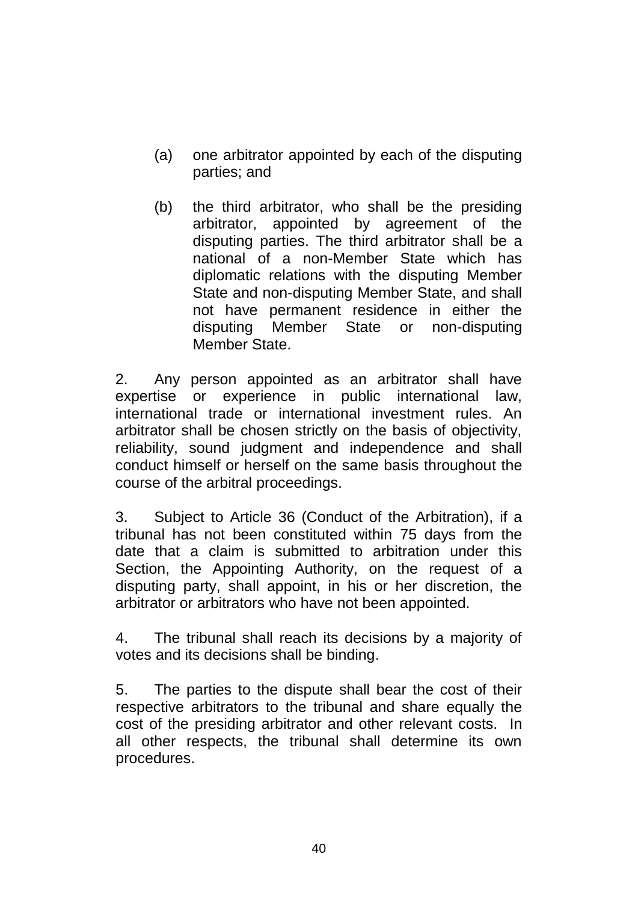(a) one arbitrator appointed by each of the disputing parties; and

(b) the third arbitrator, who shall be the presiding arbitrator, appointed by agreement of the disputing parties. The third arbitrator shall be a national of a non-Member State which has diplomatic relations with the disputing Member State and non-disputing Member State, and shall not have permanent residence in either the disputing Member State or non-disputing Member State.

2. Any person appointed as an arbitrator shall have expertise or experience in public international law, international trade or international investment rules. An arbitrator shall be chosen strictly on the basis of objectivity, reliability, sound judgment and independence and shall conduct himself or herself on the same basis throughout the course of the arbitral proceedings.

3. Subject to Article 36 (Conduct of the Arbitration), if a tribunal has not been constituted within 75 days from the date that a claim is submitted to arbitration under this Section, the Appointing Authority, on the request of a disputing party, shall appoint, in his or her discretion, the arbitrator or arbitrators who have not been appointed.

4. The tribunal shall reach its decisions by a majority of votes and its decisions shall be binding.

5. The parties to the dispute shall bear the cost of their respective arbitrators to the tribunal and share equally the cost of the presiding arbitrator and other relevant costs. In all other respects, the tribunal shall determine its own procedures.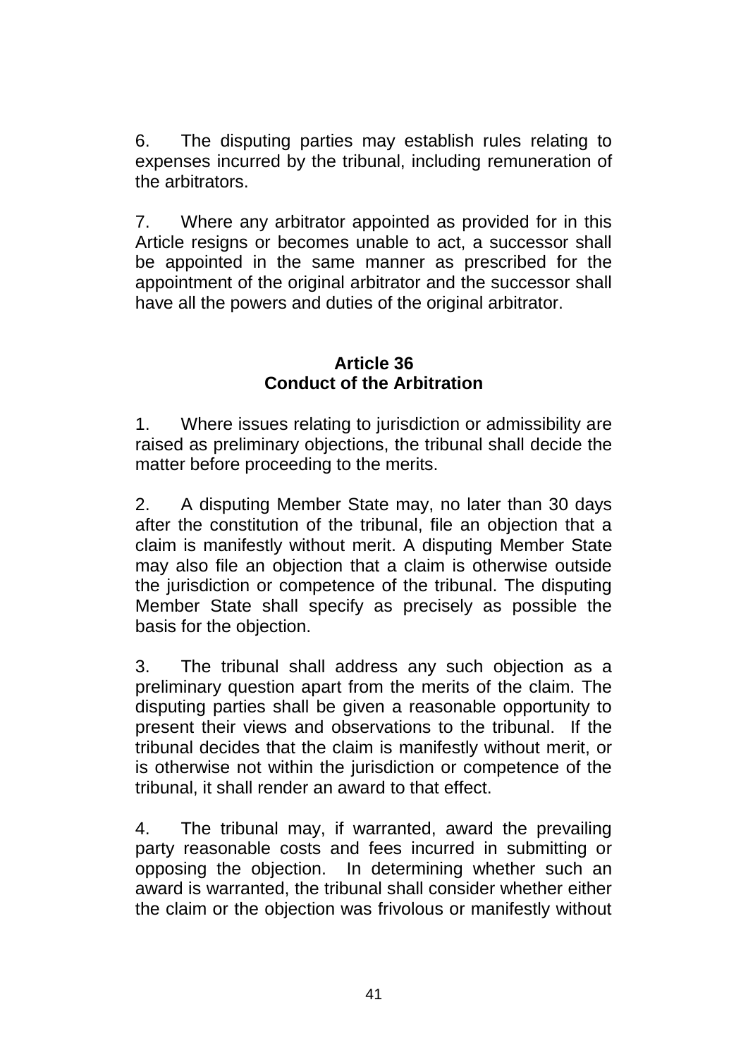6. The disputing parties may establish rules relating to expenses incurred by the tribunal, including remuneration of the arbitrators.

7. Where any arbitrator appointed as provided for in this Article resigns or becomes unable to act, a successor shall be appointed in the same manner as prescribed for the appointment of the original arbitrator and the successor shall have all the powers and duties of the original arbitrator.

## Article 36
## Conduct of the Arbitration

1. Where issues relating to jurisdiction or admissibility are raised as preliminary objections, the tribunal shall decide the matter before proceeding to the merits.

2. A disputing Member State may, no later than 30 days after the constitution of the tribunal, file an objection that a claim is manifestly without merit. A disputing Member State may also file an objection that a claim is otherwise outside the jurisdiction or competence of the tribunal. The disputing Member State shall specify as precisely as possible the basis for the objection.

3. The tribunal shall address any such objection as a preliminary question apart from the merits of the claim. The disputing parties shall be given a reasonable opportunity to present their views and observations to the tribunal. If the tribunal decides that the claim is manifestly without merit, or is otherwise not within the jurisdiction or competence of the tribunal, it shall render an award to that effect.

4. The tribunal may, if warranted, award the prevailing party reasonable costs and fees incurred in submitting or opposing the objection. In determining whether such an award is warranted, the tribunal shall consider whether either the claim or the objection was frivolous or manifestly without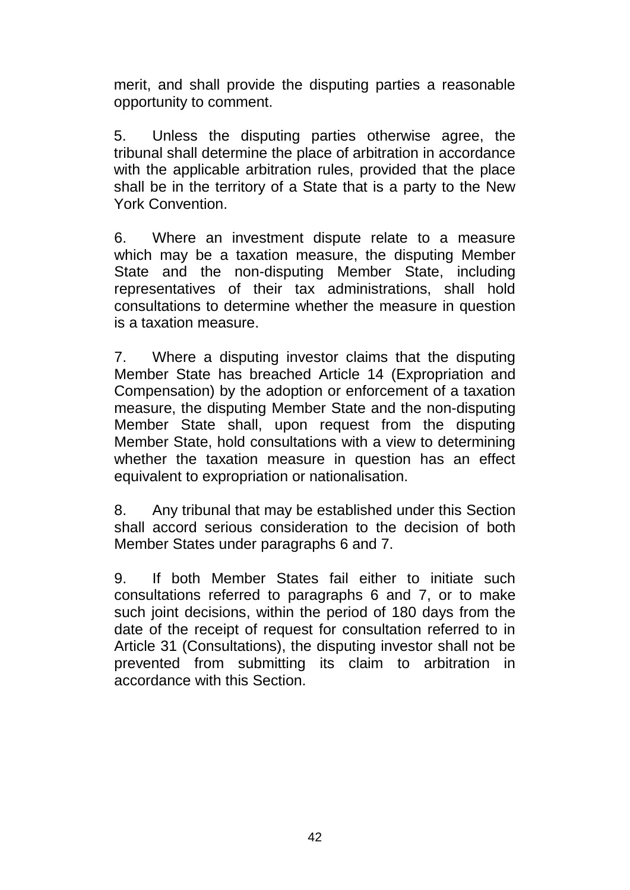merit, and shall provide the disputing parties a reasonable opportunity to comment.

5. Unless the disputing parties otherwise agree, the tribunal shall determine the place of arbitration in accordance with the applicable arbitration rules, provided that the place shall be in the territory of a State that is a party to the New York Convention.

6. Where an investment dispute relate to a measure which may be a taxation measure, the disputing Member State and the non-disputing Member State, including representatives of their tax administrations, shall hold consultations to determine whether the measure in question is a taxation measure.

7. Where a disputing investor claims that the disputing Member State has breached Article 14 (Expropriation and Compensation) by the adoption or enforcement of a taxation measure, the disputing Member State and the non-disputing Member State shall, upon request from the disputing Member State, hold consultations with a view to determining whether the taxation measure in question has an effect equivalent to expropriation or nationalisation.

8. Any tribunal that may be established under this Section shall accord serious consideration to the decision of both Member States under paragraphs 6 and 7.

9. If both Member States fail either to initiate such consultations referred to paragraphs 6 and 7, or to make such joint decisions, within the period of 180 days from the date of the receipt of request for consultation referred to in Article 31 (Consultations), the disputing investor shall not be prevented from submitting its claim to arbitration in accordance with this Section.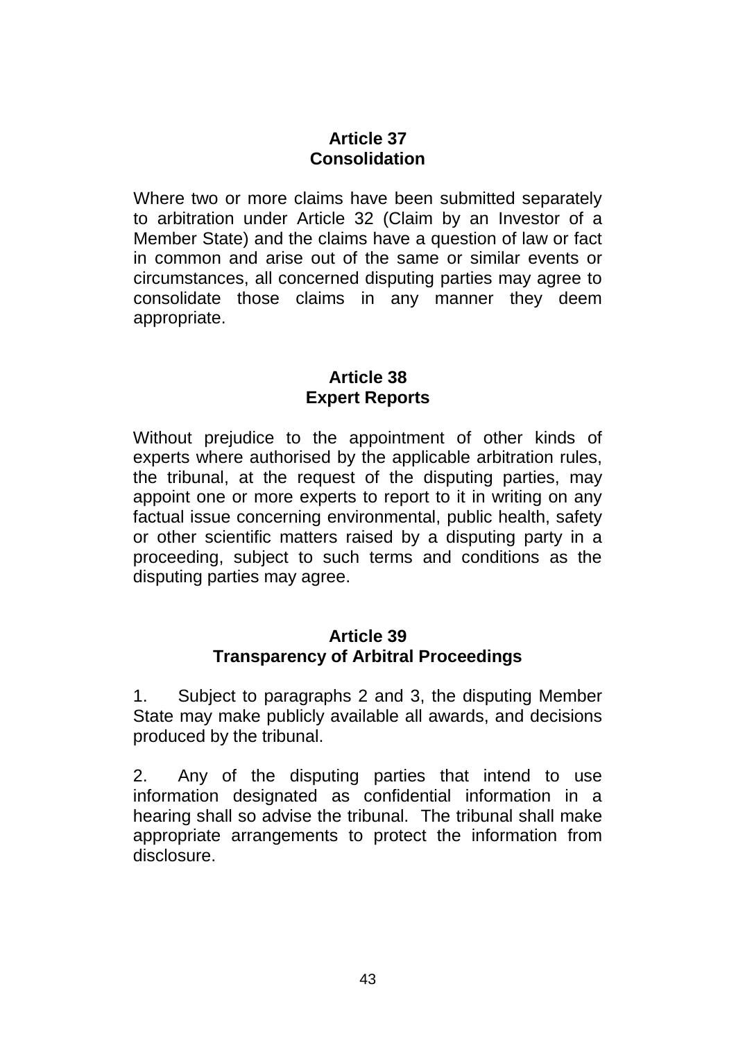## Article 37
## Consolidation

Where two or more claims have been submitted separately to arbitration under Article 32 (Claim by an Investor of a Member State) and the claims have a question of law or fact in common and arise out of the same or similar events or circumstances, all concerned disputing parties may agree to consolidate those claims in any manner they deem appropriate.

## Article 38
## Expert Reports

Without prejudice to the appointment of other kinds of experts where authorised by the applicable arbitration rules, the tribunal, at the request of the disputing parties, may appoint one or more experts to report to it in writing on any factual issue concerning environmental, public health, safety or other scientific matters raised by a disputing party in a proceeding, subject to such terms and conditions as the disputing parties may agree.

## Article 39
## Transparency of Arbitral Proceedings

1. Subject to paragraphs 2 and 3, the disputing Member State may make publicly available all awards, and decisions produced by the tribunal.

2. Any of the disputing parties that intend to use information designated as confidential information in a hearing shall so advise the tribunal. The tribunal shall make appropriate arrangements to protect the information from disclosure.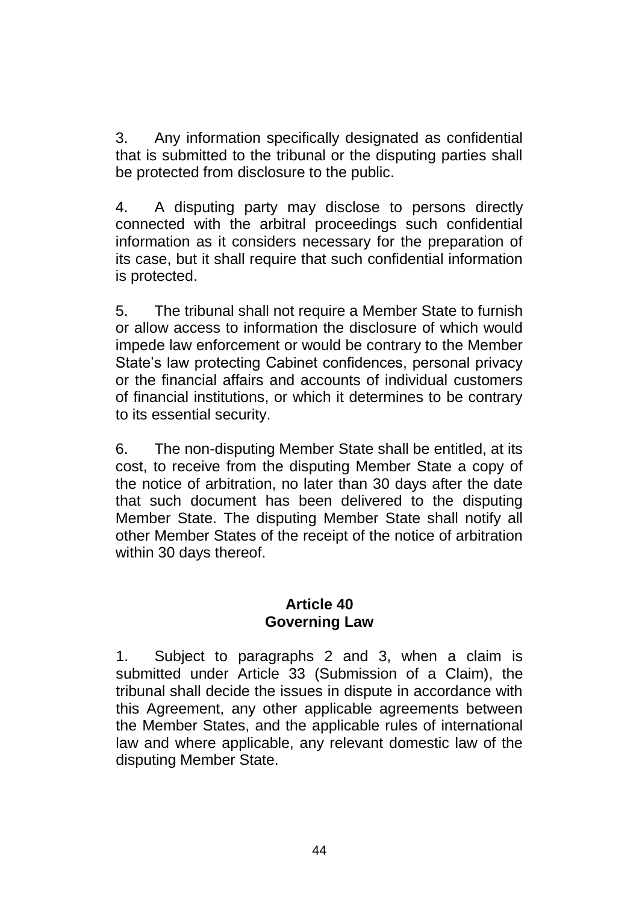3. Any information specifically designated as confidential that is submitted to the tribunal or the disputing parties shall be protected from disclosure to the public.

4. A disputing party may disclose to persons directly connected with the arbitral proceedings such confidential information as it considers necessary for the preparation of its case, but it shall require that such confidential information is protected.

5. The tribunal shall not require a Member State to furnish or allow access to information the disclosure of which would impede law enforcement or would be contrary to the Member State's law protecting Cabinet confidences, personal privacy or the financial affairs and accounts of individual customers of financial institutions, or which it determines to be contrary to its essential security.

6. The non-disputing Member State shall be entitled, at its cost, to receive from the disputing Member State a copy of the notice of arbitration, no later than 30 days after the date that such document has been delivered to the disputing Member State. The disputing Member State shall notify all other Member States of the receipt of the notice of arbitration within 30 days thereof.

## Article 40
## Governing Law

1. Subject to paragraphs 2 and 3, when a claim is submitted under Article 33 (Submission of a Claim), the tribunal shall decide the issues in dispute in accordance with this Agreement, any other applicable agreements between the Member States, and the applicable rules of international law and where applicable, any relevant domestic law of the disputing Member State.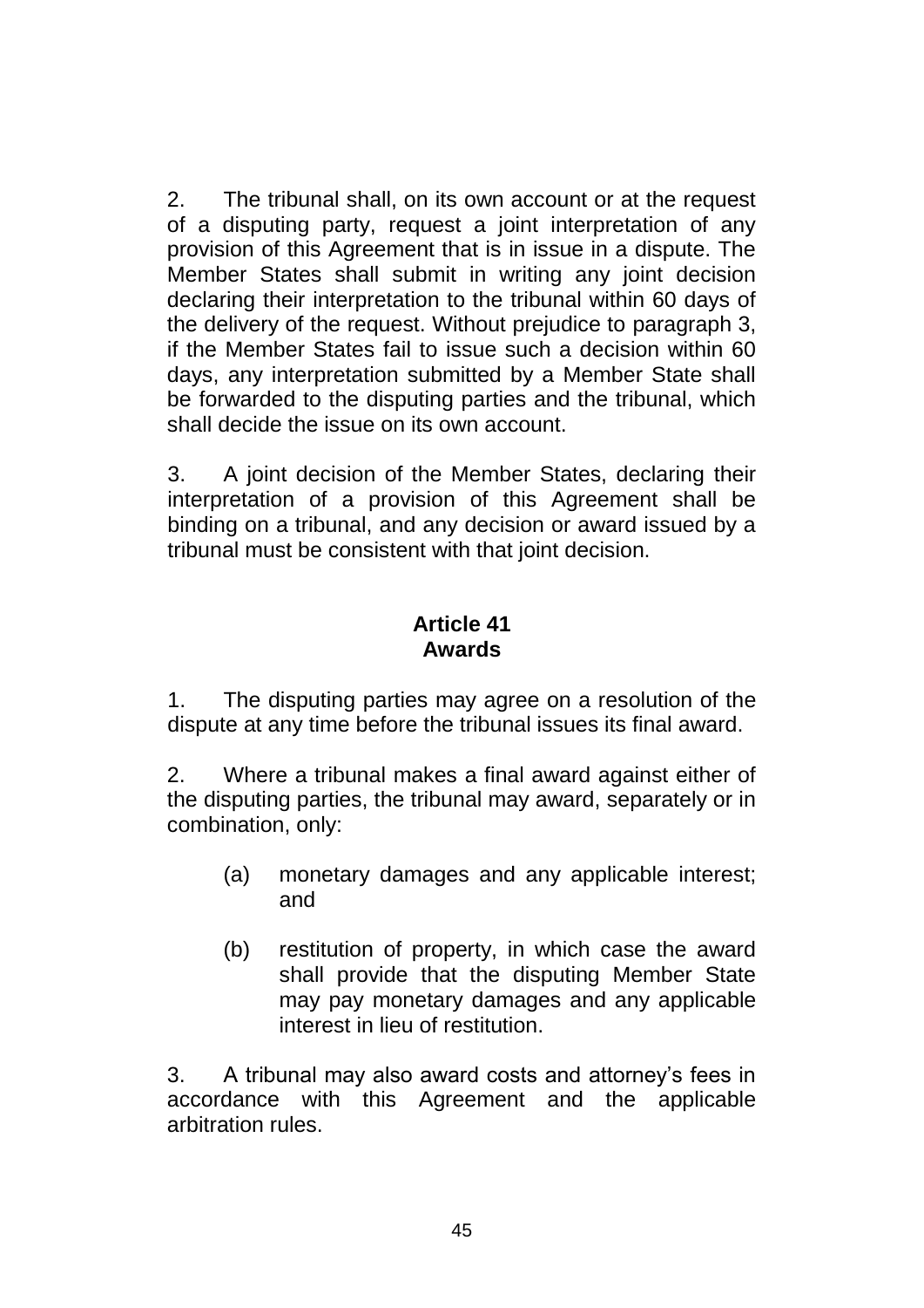2. The tribunal shall, on its own account or at the request of a disputing party, request a joint interpretation of any provision of this Agreement that is in issue in a dispute. The Member States shall submit in writing any joint decision declaring their interpretation to the tribunal within 60 days of the delivery of the request. Without prejudice to paragraph 3, if the Member States fail to issue such a decision within 60 days, any interpretation submitted by a Member State shall be forwarded to the disputing parties and the tribunal, which shall decide the issue on its own account.

3. A joint decision of the Member States, declaring their interpretation of a provision of this Agreement shall be binding on a tribunal, and any decision or award issued by a tribunal must be consistent with that joint decision.

## Article 41
## Awards

1. The disputing parties may agree on a resolution of the dispute at any time before the tribunal issues its final award.

2. Where a tribunal makes a final award against either of the disputing parties, the tribunal may award, separately or in combination, only:

   (a) monetary damages and any applicable interest; and

   (b) restitution of property, in which case the award shall provide that the disputing Member State may pay monetary damages and any applicable interest in lieu of restitution.

3. A tribunal may also award costs and attorney's fees in accordance with this Agreement and the applicable arbitration rules.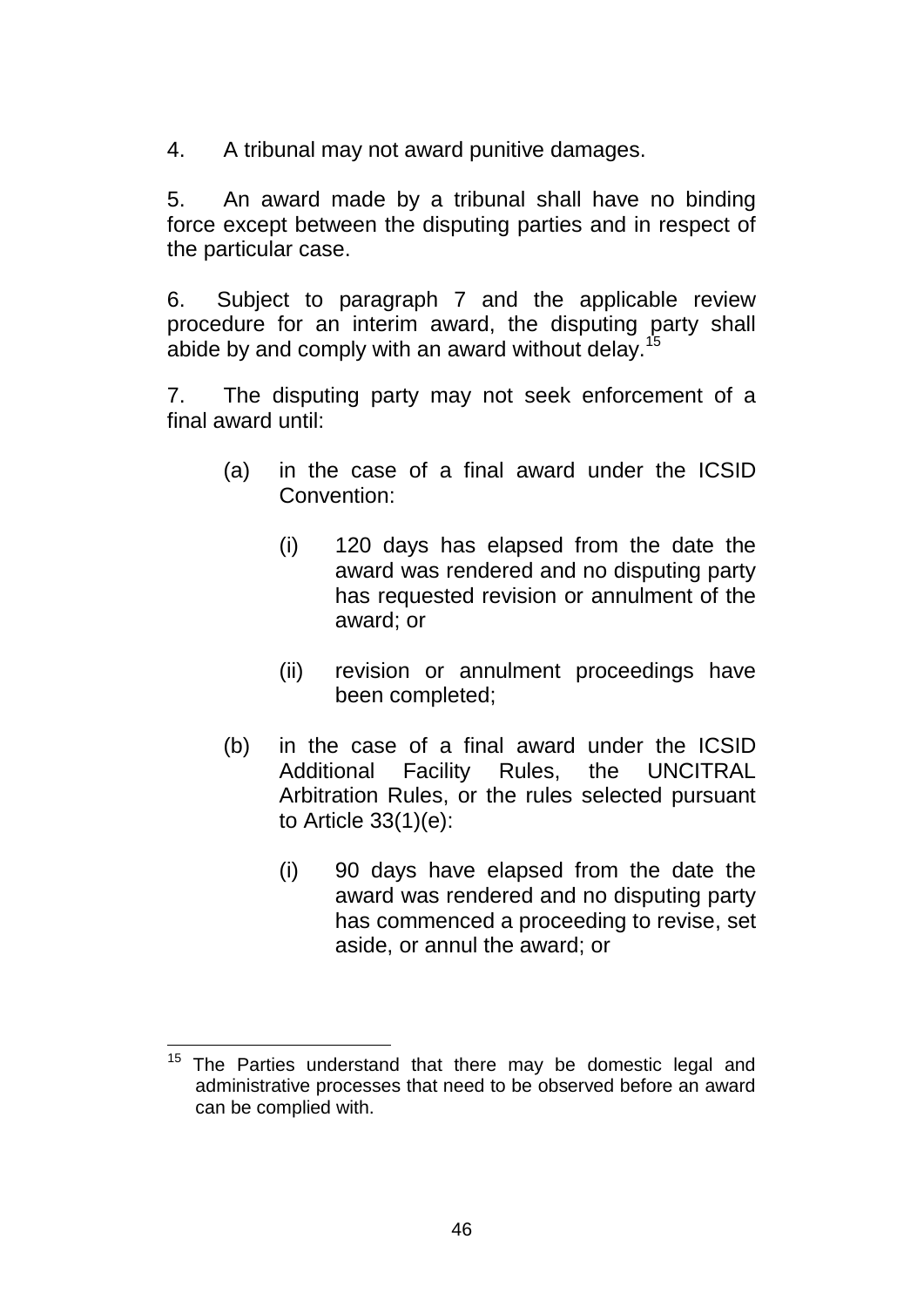4. A tribunal may not award punitive damages.

5. An award made by a tribunal shall have no binding force except between the disputing parties and in respect of the particular case.

6. Subject to paragraph 7 and the applicable review procedure for an interim award, the disputing party shall abide by and comply with an award without delay.[15]

7. The disputing party may not seek enforcement of a final award until:

(a) in the case of a final award under the ICSID Convention:

(i) 120 days has elapsed from the date the award was rendered and no disputing party has requested revision or annulment of the award; or

(ii) revision or annulment proceedings have been completed;

(b) in the case of a final award under the ICSID Additional Facility Rules, the UNCITRAL Arbitration Rules, or the rules selected pursuant to Article 33(1)(e):

(i) 90 days have elapsed from the date the award was rendered and no disputing party has commenced a proceeding to revise, set aside, or annul the award; or

---

[15] The Parties understand that there may be domestic legal and administrative processes that need to be observed before an award can be complied with.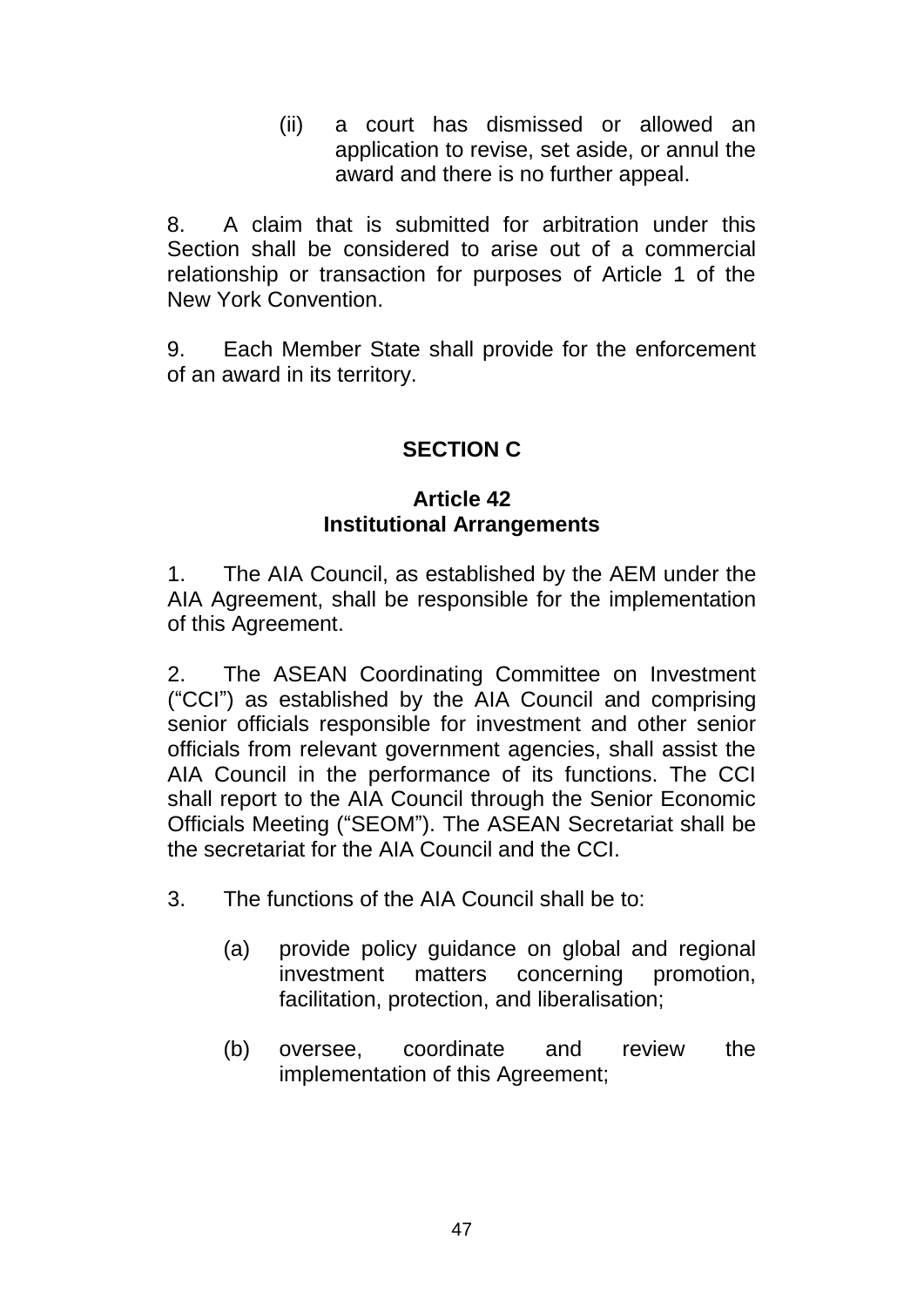(ii) a court has dismissed or allowed an application to revise, set aside, or annul the award and there is no further appeal.

8. A claim that is submitted for arbitration under this Section shall be considered to arise out of a commercial relationship or transaction for purposes of Article 1 of the New York Convention.

9. Each Member State shall provide for the enforcement of an award in its territory.

## SECTION C

### Article 42
### Institutional Arrangements

1. The AIA Council, as established by the AEM under the AIA Agreement, shall be responsible for the implementation of this Agreement.

2. The ASEAN Coordinating Committee on Investment ("CCI") as established by the AIA Council and comprising senior officials responsible for investment and other senior officials from relevant government agencies, shall assist the AIA Council in the performance of its functions. The CCI shall report to the AIA Council through the Senior Economic Officials Meeting ("SEOM"). The ASEAN Secretariat shall be the secretariat for the AIA Council and the CCI.

3. The functions of the AIA Council shall be to:

(a) provide policy guidance on global and regional investment matters concerning promotion, facilitation, protection, and liberalisation;

(b) oversee, coordinate and review the implementation of this Agreement;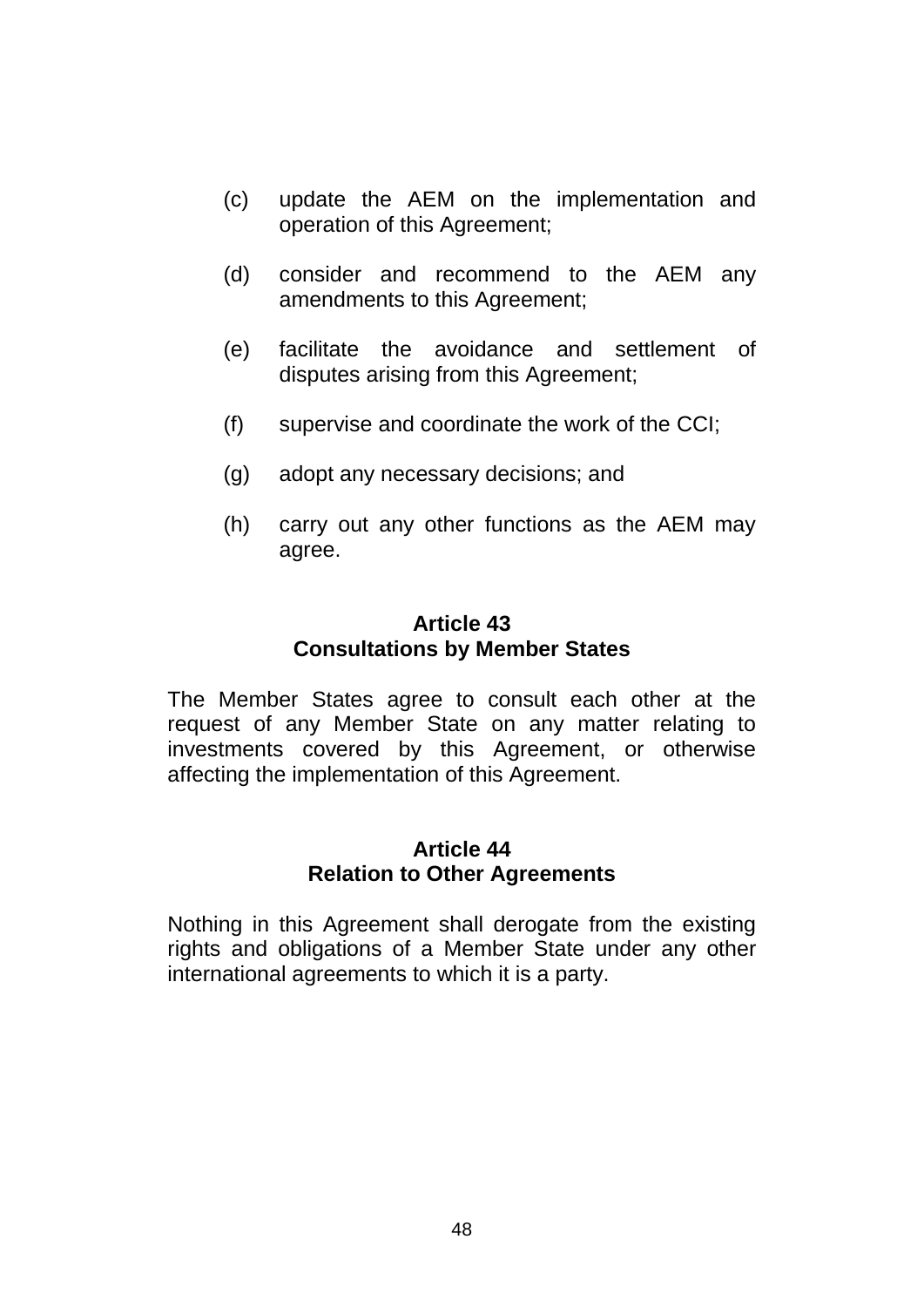(c) update the AEM on the implementation and operation of this Agreement;

(d) consider and recommend to the AEM any amendments to this Agreement;

(e) facilitate the avoidance and settlement of disputes arising from this Agreement;

(f) supervise and coordinate the work of the CCI;

(g) adopt any necessary decisions; and

(h) carry out any other functions as the AEM may agree.

**Article 43**
**Consultations by Member States**

The Member States agree to consult each other at the request of any Member State on any matter relating to investments covered by this Agreement, or otherwise affecting the implementation of this Agreement.

**Article 44**
**Relation to Other Agreements**

Nothing in this Agreement shall derogate from the existing rights and obligations of a Member State under any other international agreements to which it is a party.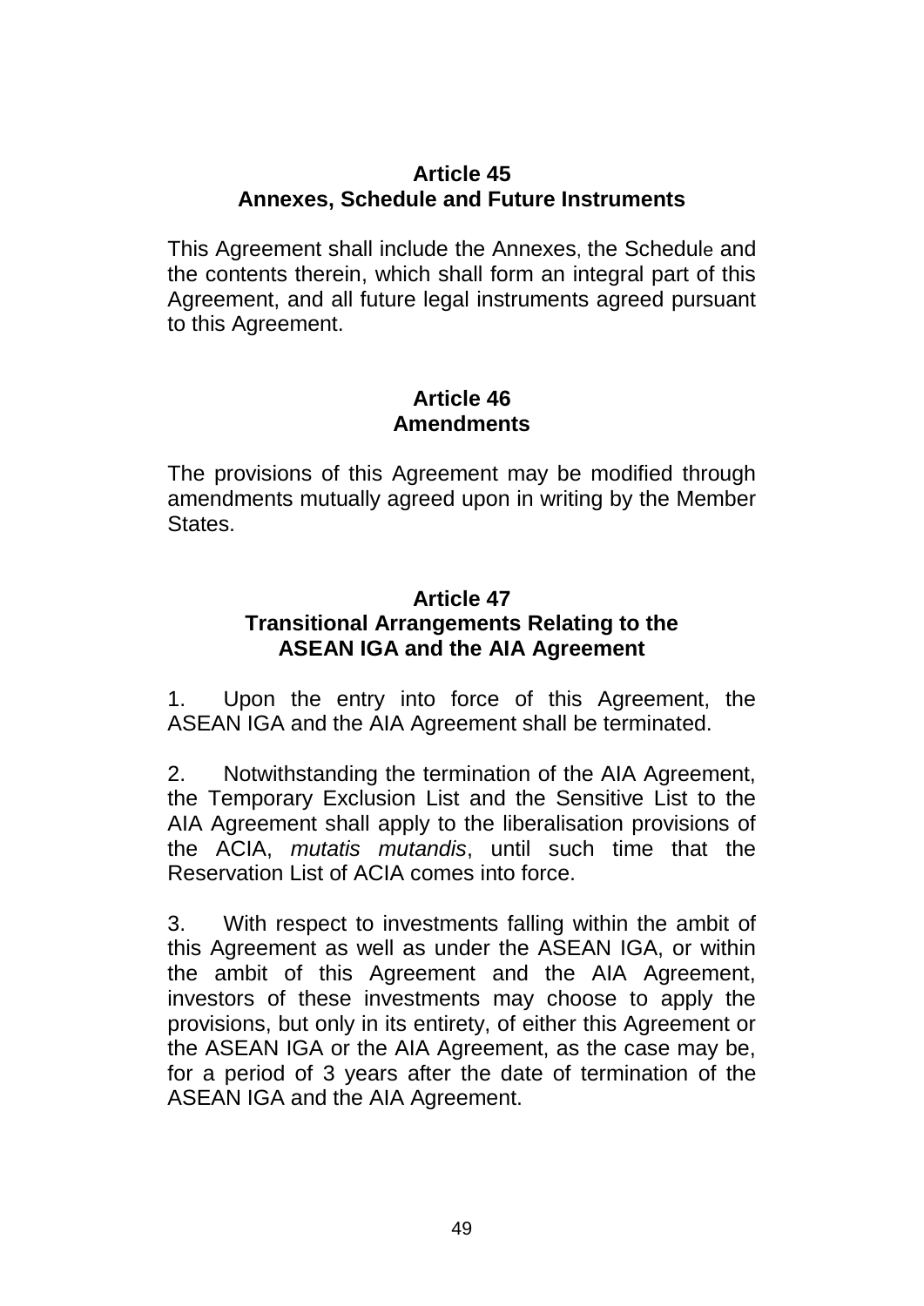### Article 45
### Annexes, Schedule and Future Instruments

This Agreement shall include the Annexes, the Schedule and the contents therein, which shall form an integral part of this Agreement, and all future legal instruments agreed pursuant to this Agreement.

### Article 46
### Amendments

The provisions of this Agreement may be modified through amendments mutually agreed upon in writing by the Member States.

### Article 47
### Transitional Arrangements Relating to the ASEAN IGA and the AIA Agreement

1. Upon the entry into force of this Agreement, the ASEAN IGA and the AIA Agreement shall be terminated.

2. Notwithstanding the termination of the AIA Agreement, the Temporary Exclusion List and the Sensitive List to the AIA Agreement shall apply to the liberalisation provisions of the ACIA, *mutatis mutandis*, until such time that the Reservation List of ACIA comes into force.

3. With respect to investments falling within the ambit of this Agreement as well as under the ASEAN IGA, or within the ambit of this Agreement and the AIA Agreement, investors of these investments may choose to apply the provisions, but only in its entirety, of either this Agreement or the ASEAN IGA or the AIA Agreement, as the case may be, for a period of 3 years after the date of termination of the ASEAN IGA and the AIA Agreement.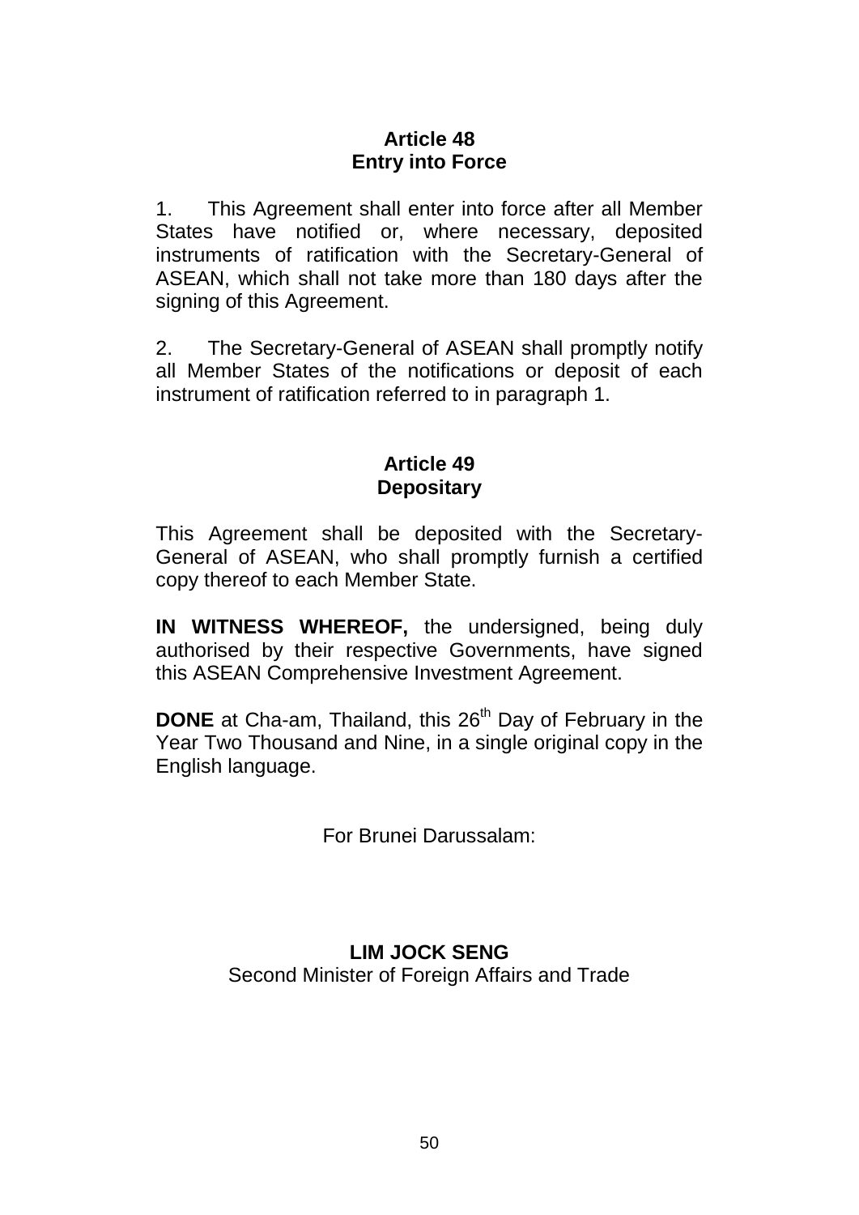**Article 48**
**Entry into Force**

1. This Agreement shall enter into force after all Member States have notified or, where necessary, deposited instruments of ratification with the Secretary-General of ASEAN, which shall not take more than 180 days after the signing of this Agreement.

2. The Secretary-General of ASEAN shall promptly notify all Member States of the notifications or deposit of each instrument of ratification referred to in paragraph 1.

**Article 49**
**Depositary**

This Agreement shall be deposited with the Secretary-General of ASEAN, who shall promptly furnish a certified copy thereof to each Member State.

**IN WITNESS WHEREOF,** the undersigned, being duly authorised by their respective Governments, have signed this ASEAN Comprehensive Investment Agreement.

**DONE** at Cha-am, Thailand, this 26th Day of February in the Year Two Thousand and Nine, in a single original copy in the English language.

For Brunei Darussalam:

**LIM JOCK SENG**
Second Minister of Foreign Affairs and Trade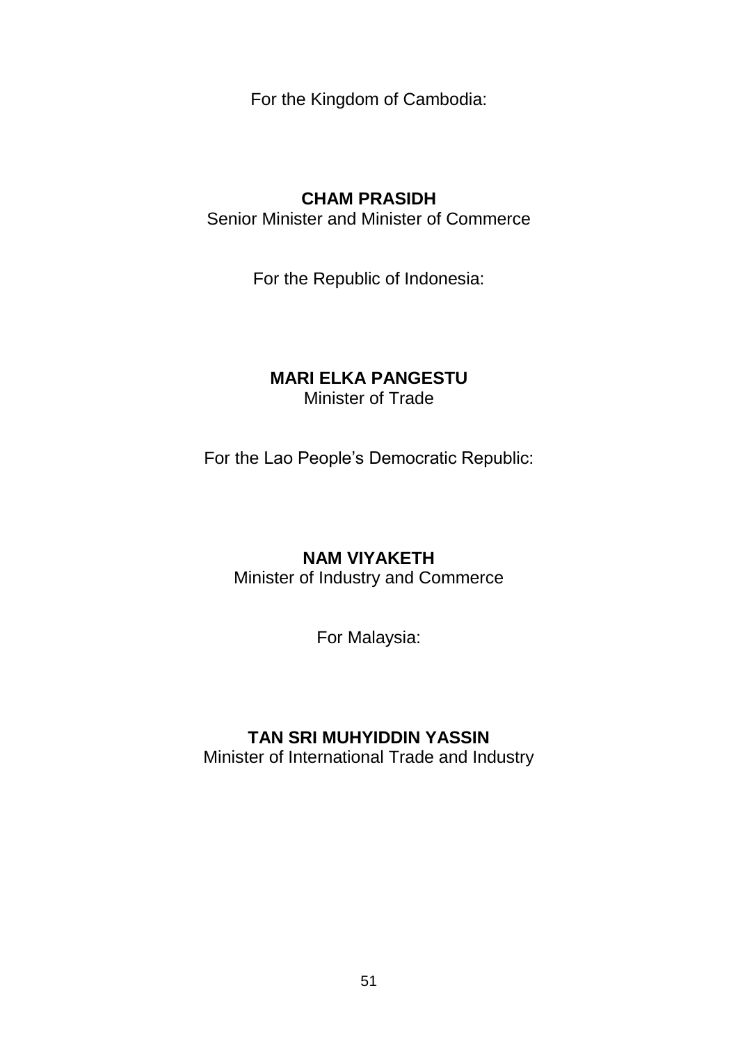For the Kingdom of Cambodia:

**CHAM PRASIDH**
Senior Minister and Minister of Commerce

For the Republic of Indonesia:

**MARI ELKA PANGESTU**
Minister of Trade

For the Lao People's Democratic Republic:

**NAM VIYAKETH**
Minister of Industry and Commerce

For Malaysia:

**TAN SRI MUHYIDDIN YASSIN**
Minister of International Trade and Industry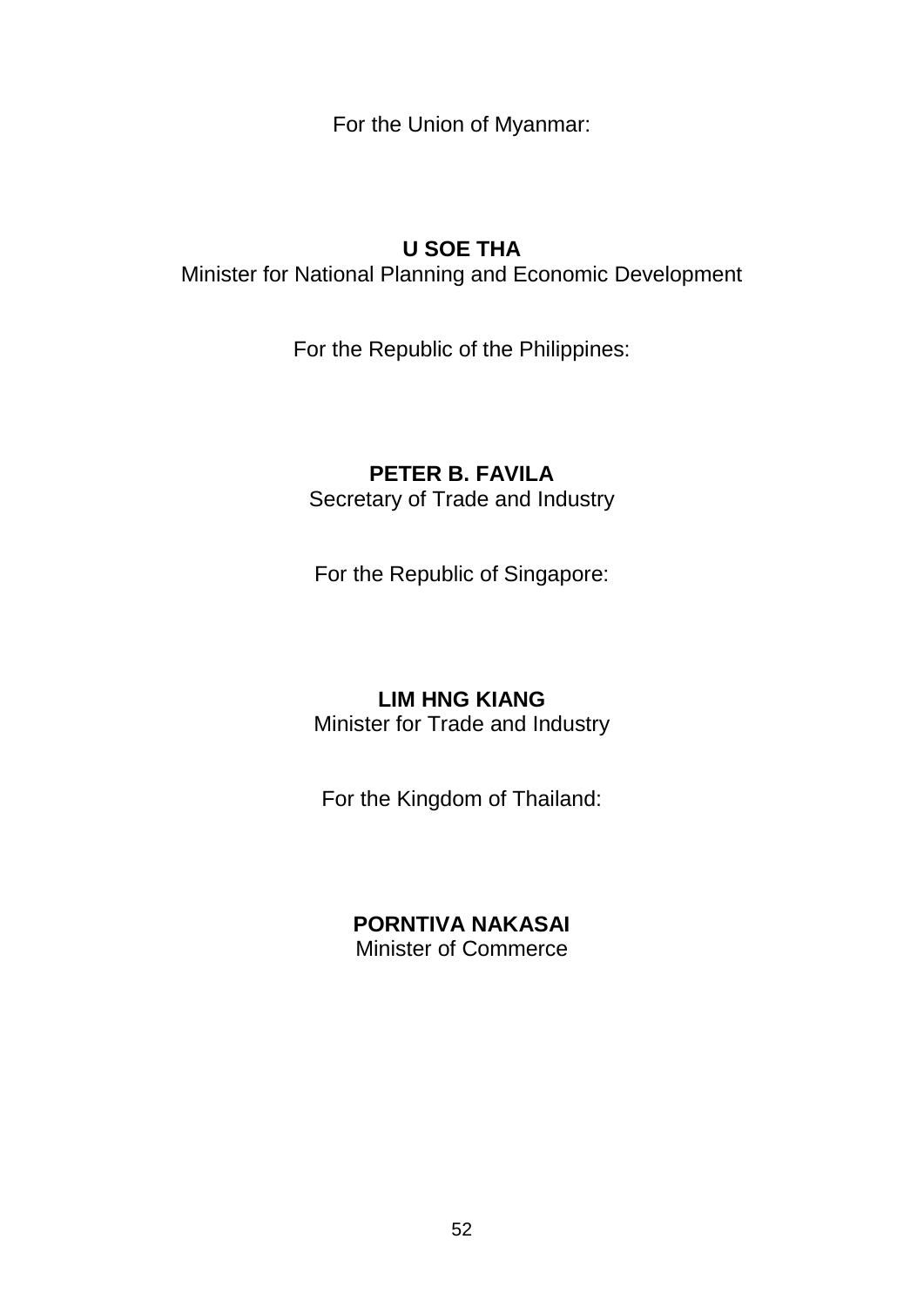For the Union of Myanmar:

**U SOE THA**
Minister for National Planning and Economic Development

For the Republic of the Philippines:

**PETER B. FAVILA**
Secretary of Trade and Industry

For the Republic of Singapore:

**LIM HNG KIANG**
Minister for Trade and Industry

For the Kingdom of Thailand:

**PORNTIVA NAKASAI**
Minister of Commerce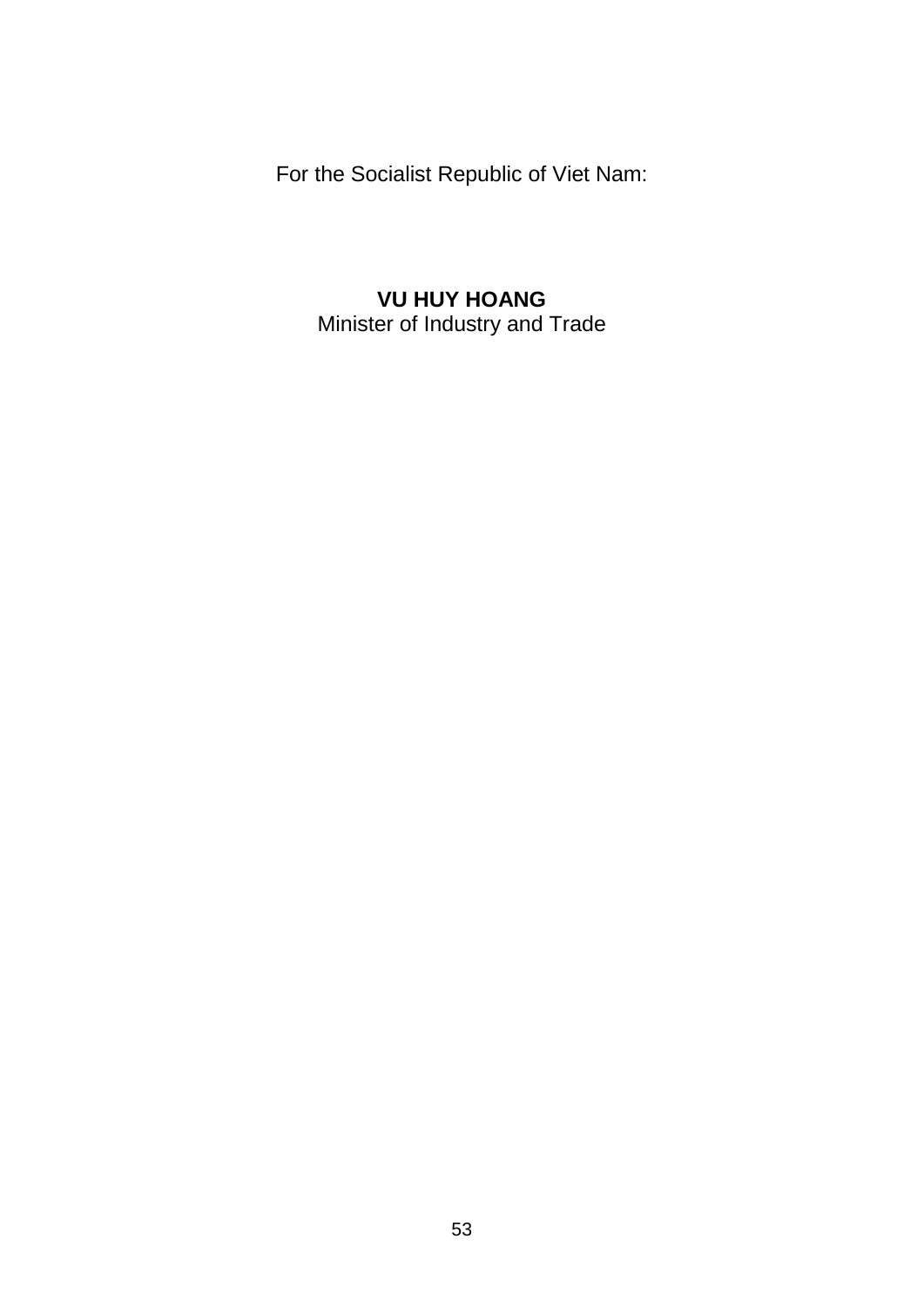For the Socialist Republic of Viet Nam:

**VU HUY HOANG**
Minister of Industry and Trade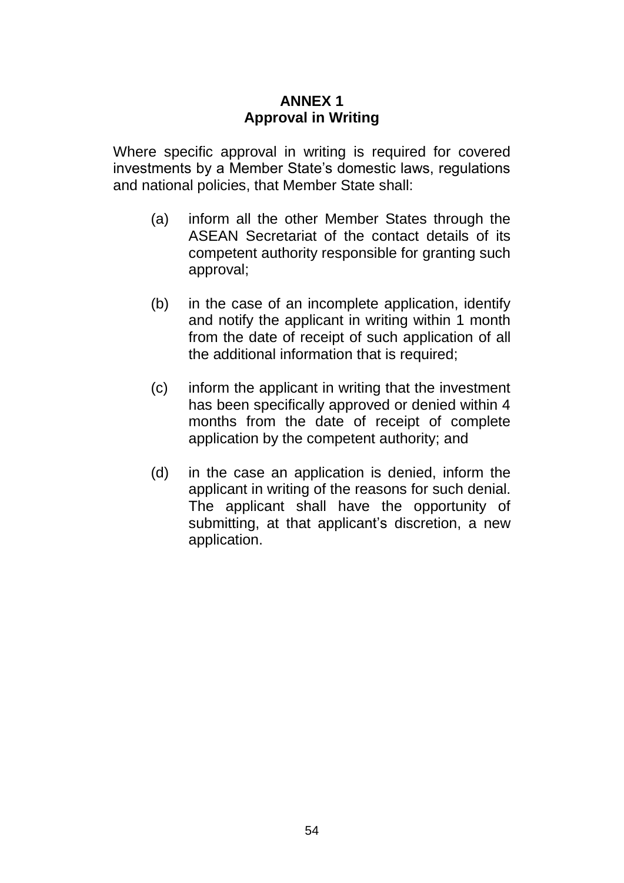# ANNEX 1
## Approval in Writing

Where specific approval in writing is required for covered investments by a Member State's domestic laws, regulations and national policies, that Member State shall:

(a) inform all the other Member States through the ASEAN Secretariat of the contact details of its competent authority responsible for granting such approval;

(b) in the case of an incomplete application, identify and notify the applicant in writing within 1 month from the date of receipt of such application of all the additional information that is required;

(c) inform the applicant in writing that the investment has been specifically approved or denied within 4 months from the date of receipt of complete application by the competent authority; and

(d) in the case an application is denied, inform the applicant in writing of the reasons for such denial. The applicant shall have the opportunity of submitting, at that applicant's discretion, a new application.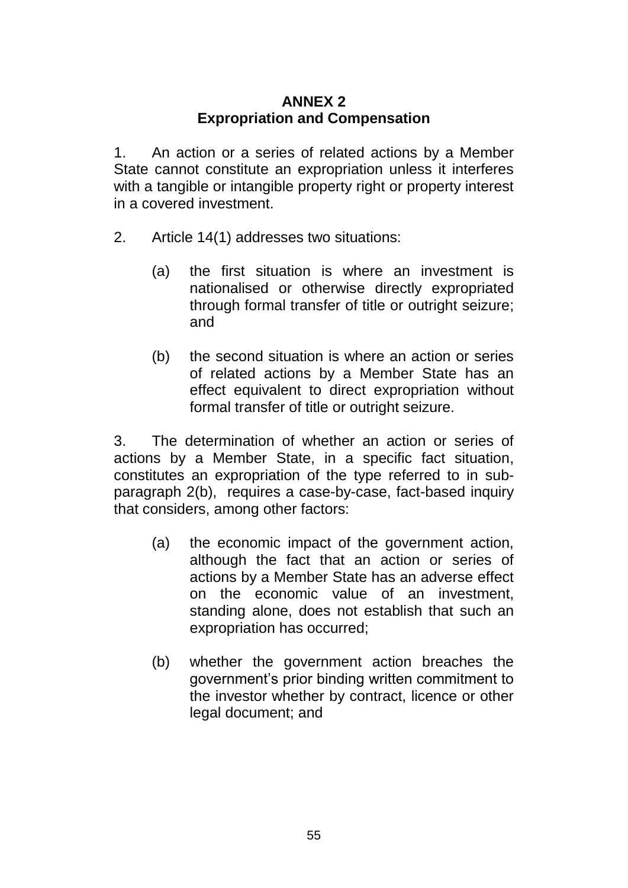# ANNEX 2
## Expropriation and Compensation

1. An action or a series of related actions by a Member State cannot constitute an expropriation unless it interferes with a tangible or intangible property right or property interest in a covered investment.

2. Article 14(1) addresses two situations:

   (a) the first situation is where an investment is nationalised or otherwise directly expropriated through formal transfer of title or outright seizure; and

   (b) the second situation is where an action or series of related actions by a Member State has an effect equivalent to direct expropriation without formal transfer of title or outright seizure.

3. The determination of whether an action or series of actions by a Member State, in a specific fact situation, constitutes an expropriation of the type referred to in sub-paragraph 2(b), requires a case-by-case, fact-based inquiry that considers, among other factors:

   (a) the economic impact of the government action, although the fact that an action or series of actions by a Member State has an adverse effect on the economic value of an investment, standing alone, does not establish that such an expropriation has occurred;

   (b) whether the government action breaches the government's prior binding written commitment to the investor whether by contract, licence or other legal document; and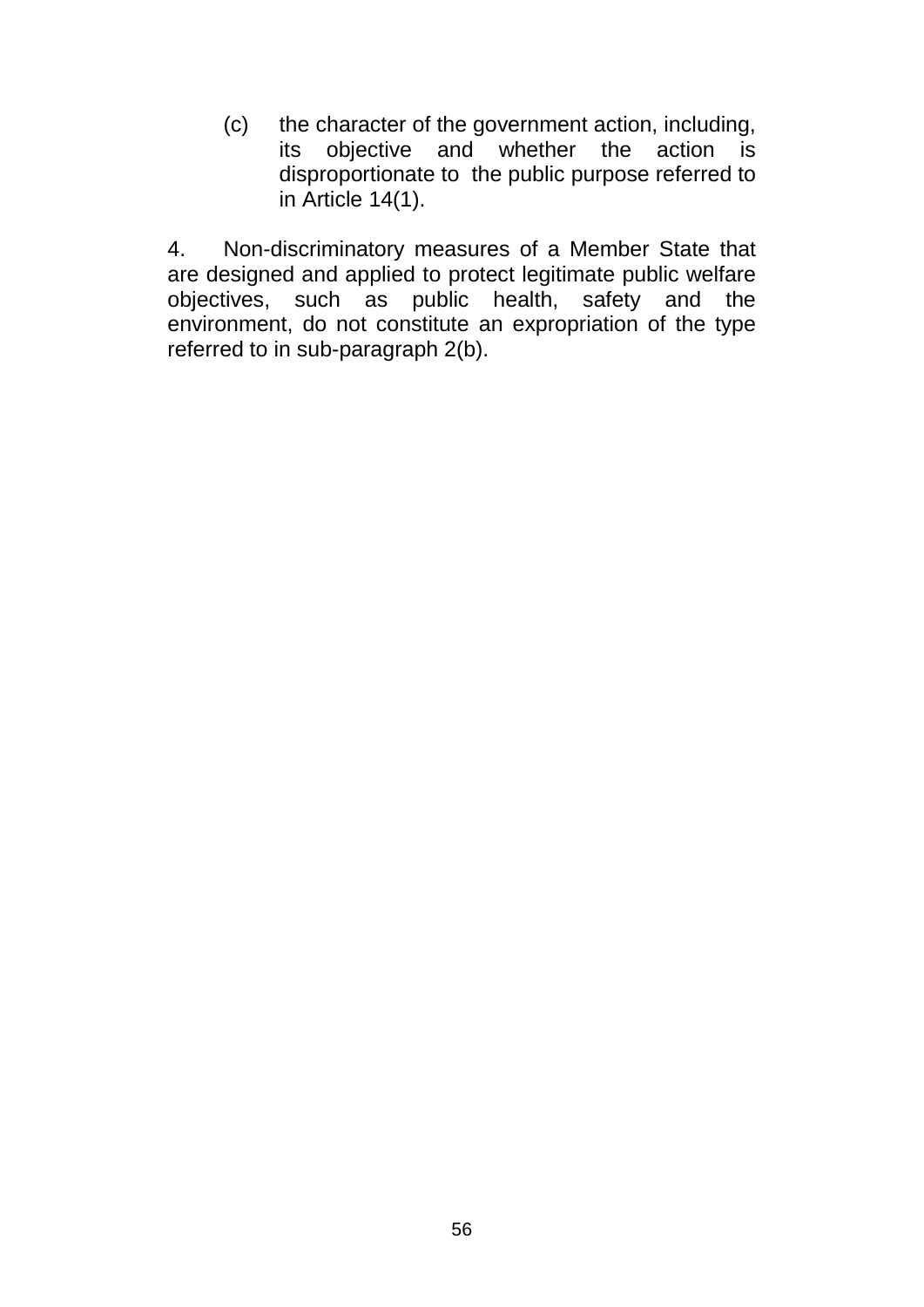(c) the character of the government action, including, its objective and whether the action is disproportionate to the public purpose referred to in Article 14(1).

4. Non-discriminatory measures of a Member State that are designed and applied to protect legitimate public welfare objectives, such as public health, safety and the environment, do not constitute an expropriation of the type referred to in sub-paragraph 2(b).